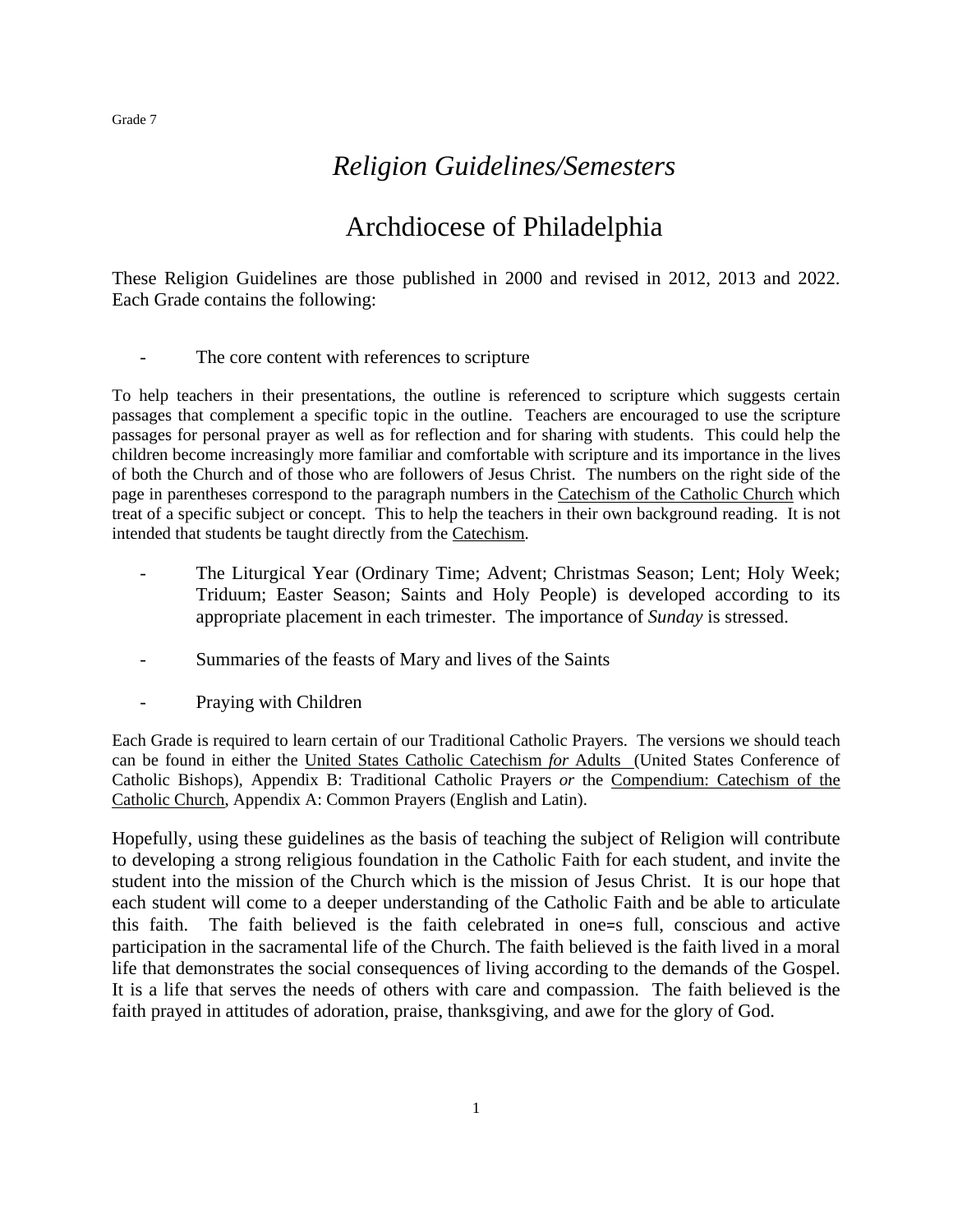Grade 7

# *Religion Guidelines/Semesters*

# Archdiocese of Philadelphia

These Religion Guidelines are those published in 2000 and revised in 2012, 2013 and 2022. Each Grade contains the following:

- The core content with references to scripture

To help teachers in their presentations, the outline is referenced to scripture which suggests certain passages that complement a specific topic in the outline. Teachers are encouraged to use the scripture passages for personal prayer as well as for reflection and for sharing with students. This could help the children become increasingly more familiar and comfortable with scripture and its importance in the lives of both the Church and of those who are followers of Jesus Christ. The numbers on the right side of the page in parentheses correspond to the paragraph numbers in the Catechism of the Catholic Church which treat of a specific subject or concept. This to help the teachers in their own background reading. It is not intended that students be taught directly from the Catechism.

- The Liturgical Year (Ordinary Time; Advent; Christmas Season; Lent; Holy Week; Triduum; Easter Season; Saints and Holy People) is developed according to its appropriate placement in each trimester. The importance of *Sunday* is stressed.

- Summaries of the feasts of Mary and lives of the Saints

- Praying with Children

Each Grade is required to learn certain of our Traditional Catholic Prayers. The versions we should teach can be found in either the United States Catholic Catechism *for* Adults (United States Conference of Catholic Bishops), Appendix B: Traditional Catholic Prayers *or* the Compendium: Catechism of the Catholic Church, Appendix A: Common Prayers (English and Latin).

Hopefully, using these guidelines as the basis of teaching the subject of Religion will contribute to developing a strong religious foundation in the Catholic Faith for each student, and invite the student into the mission of the Church which is the mission of Jesus Christ. It is our hope that each student will come to a deeper understanding of the Catholic Faith and be able to articulate this faith. The faith believed is the faith celebrated in one=s full, conscious and active participation in the sacramental life of the Church. The faith believed is the faith lived in a moral life that demonstrates the social consequences of living according to the demands of the Gospel. It is a life that serves the needs of others with care and compassion. The faith believed is the faith prayed in attitudes of adoration, praise, thanksgiving, and awe for the glory of God.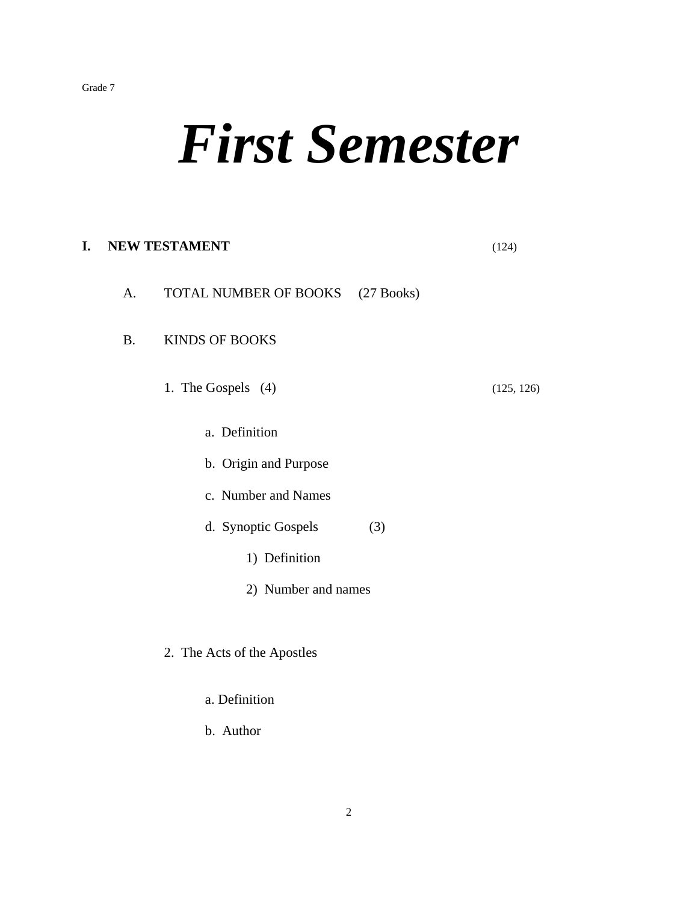Grade 7

# *First Semester*

**I. NEW TESTAMENT** (124)

A. TOTAL NUMBER OF BOOKS (27 Books)

B. KINDS OF BOOKS

1. The Gospels (4) (125, 126)

   a. Definition

   b. Origin and Purpose

   c. Number and Names

   d. Synoptic Gospels (3)

      1) Definition

      2) Number and names

2. The Acts of the Apostles

   a. Definition

   b. Author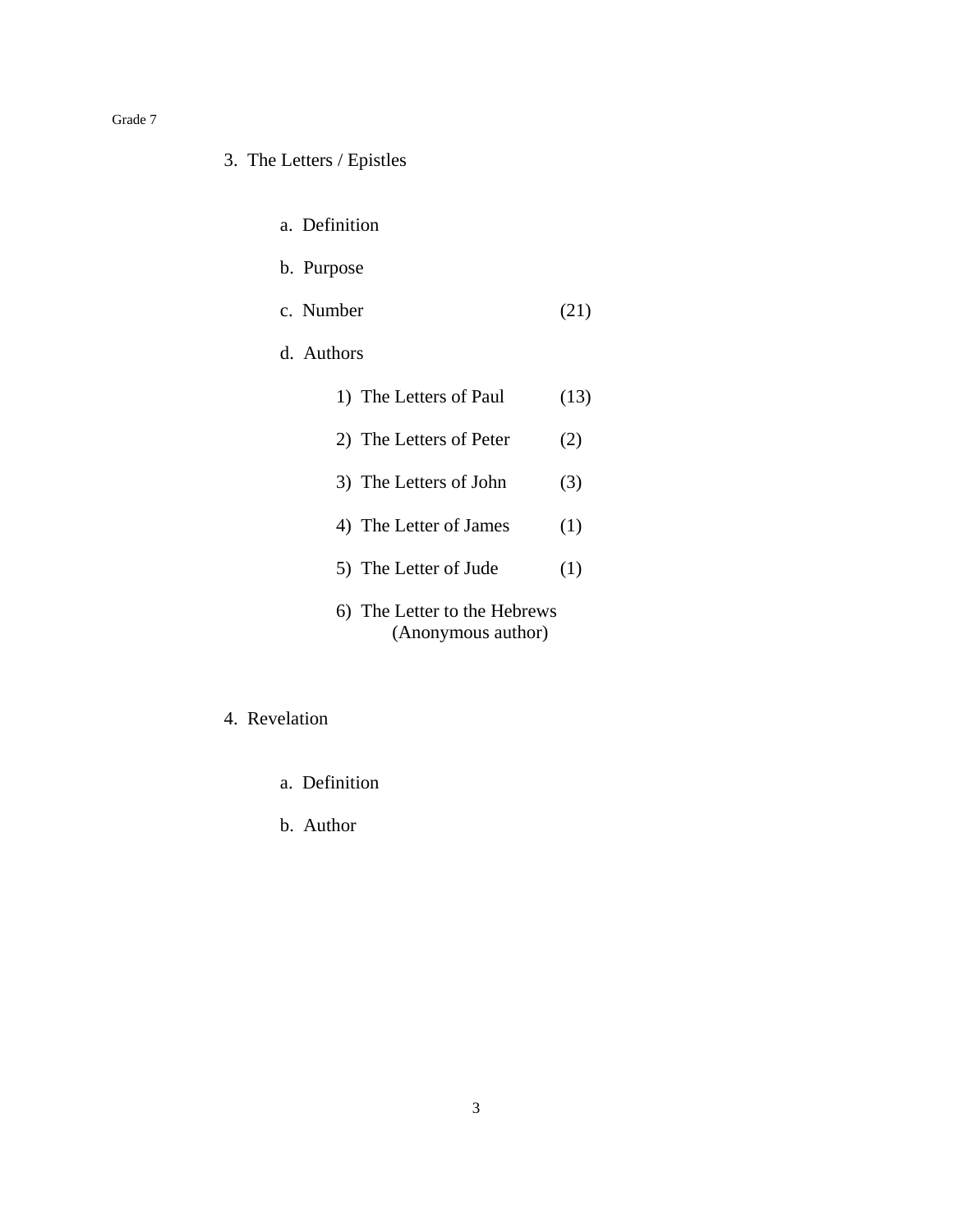3. The Letters / Epistles

   a. Definition

   b. Purpose

   c. Number (21)

   d. Authors

      1) The Letters of Paul (13)

      2) The Letters of Peter (2)

      3) The Letters of John (3)

      4) The Letter of James (1)

      5) The Letter of Jude (1)

      6) The Letter to the Hebrews
         (Anonymous author)

4. Revelation

   a. Definition

   b. Author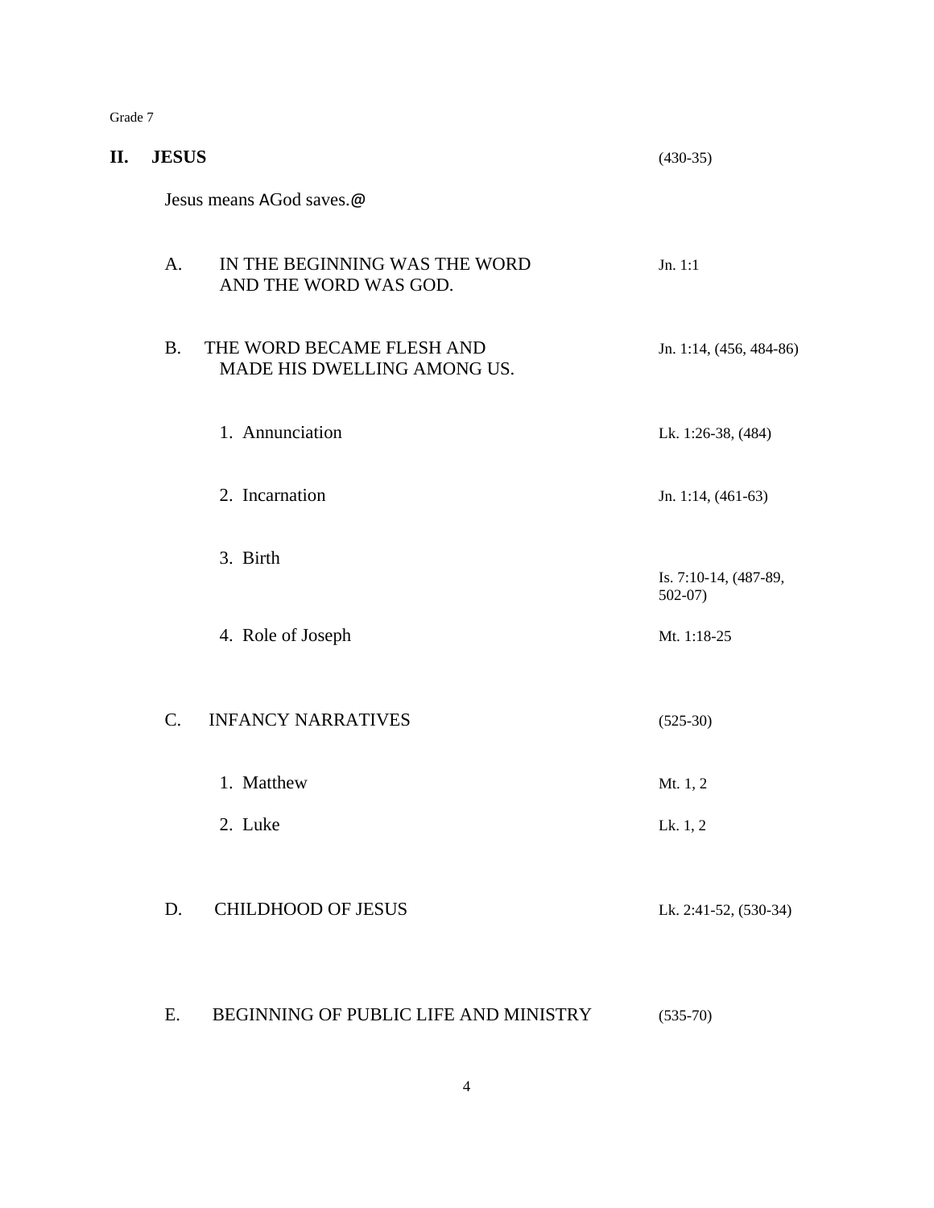Grade 7

## II. JESUS (430-35)

Jesus means AGod saves.@

| | |
|---|---|
| A. IN THE BEGINNING WAS THE WORD AND THE WORD WAS GOD. | Jn. 1:1 |
| B. THE WORD BECAME FLESH AND MADE HIS DWELLING AMONG US. | Jn. 1:14, (456, 484-86) |
| 1. Annunciation | Lk. 1:26-38, (484) |
| 2. Incarnation | Jn. 1:14, (461-63) |
| 3. Birth | Is. 7:10-14, (487-89, 502-07) |
| 4. Role of Joseph | Mt. 1:18-25 |
| C. INFANCY NARRATIVES | (525-30) |
| 1. Matthew | Mt. 1, 2 |
| 2. Luke | Lk. 1, 2 |
| D. CHILDHOOD OF JESUS | Lk. 2:41-52, (530-34) |
| E. BEGINNING OF PUBLIC LIFE AND MINISTRY | (535-70) |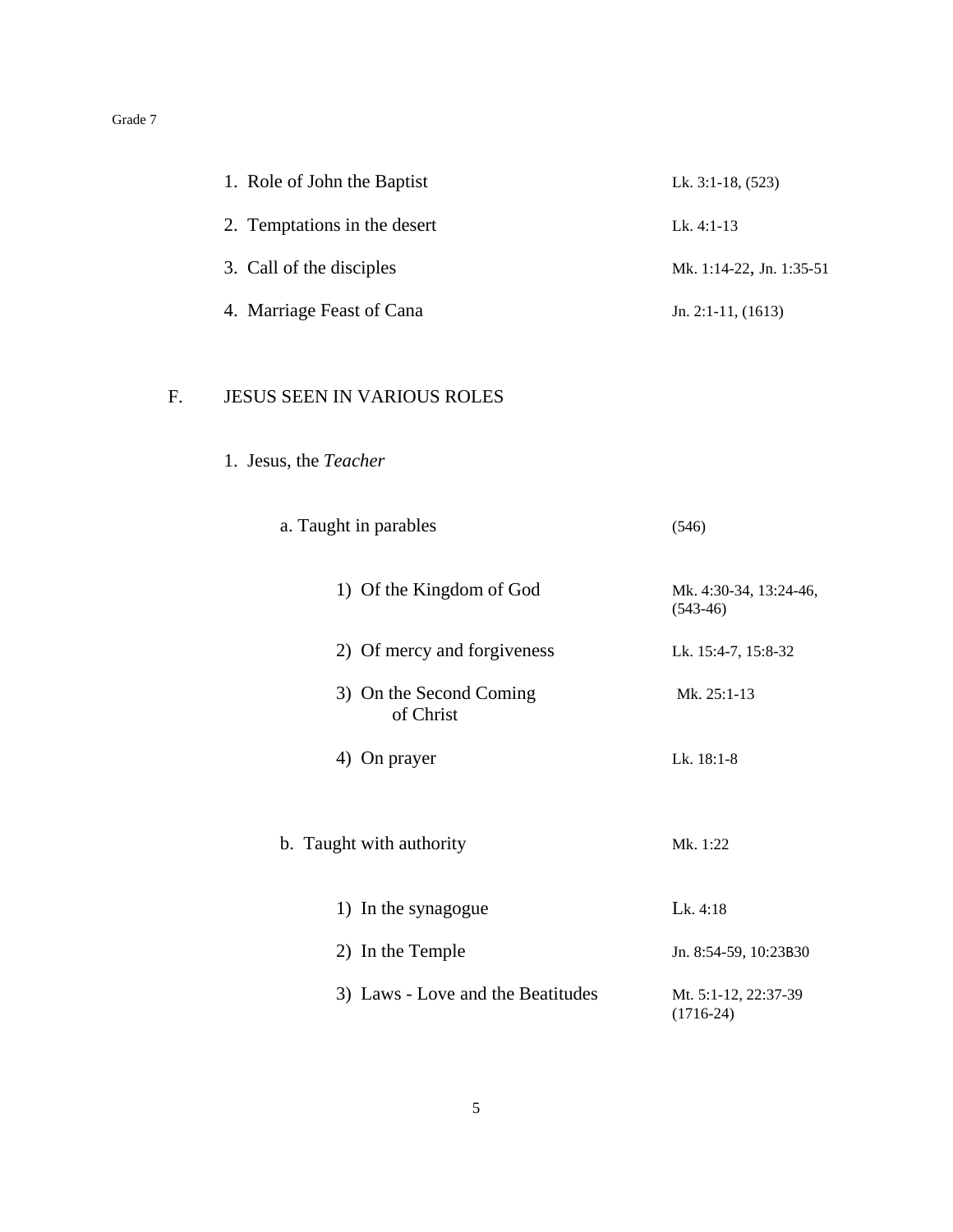1. Role of John the Baptist — Lk. 3:1-18, (523)
2. Temptations in the desert — Lk. 4:1-13
3. Call of the disciples — Mk. 1:14-22, Jn. 1:35-51
4. Marriage Feast of Cana — Jn. 2:1-11, (1613)

## F. JESUS SEEN IN VARIOUS ROLES

1. Jesus, the *Teacher*

    a. Taught in parables — (546)

        1) Of the Kingdom of God — Mk. 4:30-34, 13:24-46, (543-46)
        2) Of mercy and forgiveness — Lk. 15:4-7, 15:8-32
        3) On the Second Coming of Christ — Mk. 25:1-13
        4) On prayer — Lk. 18:1-8

    b. Taught with authority — Mk. 1:22

        1) In the synagogue — Lk. 4:18
        2) In the Temple — Jn. 8:54-59, 10:23B30
        3) Laws - Love and the Beatitudes — Mt. 5:1-12, 22:37-39 (1716-24)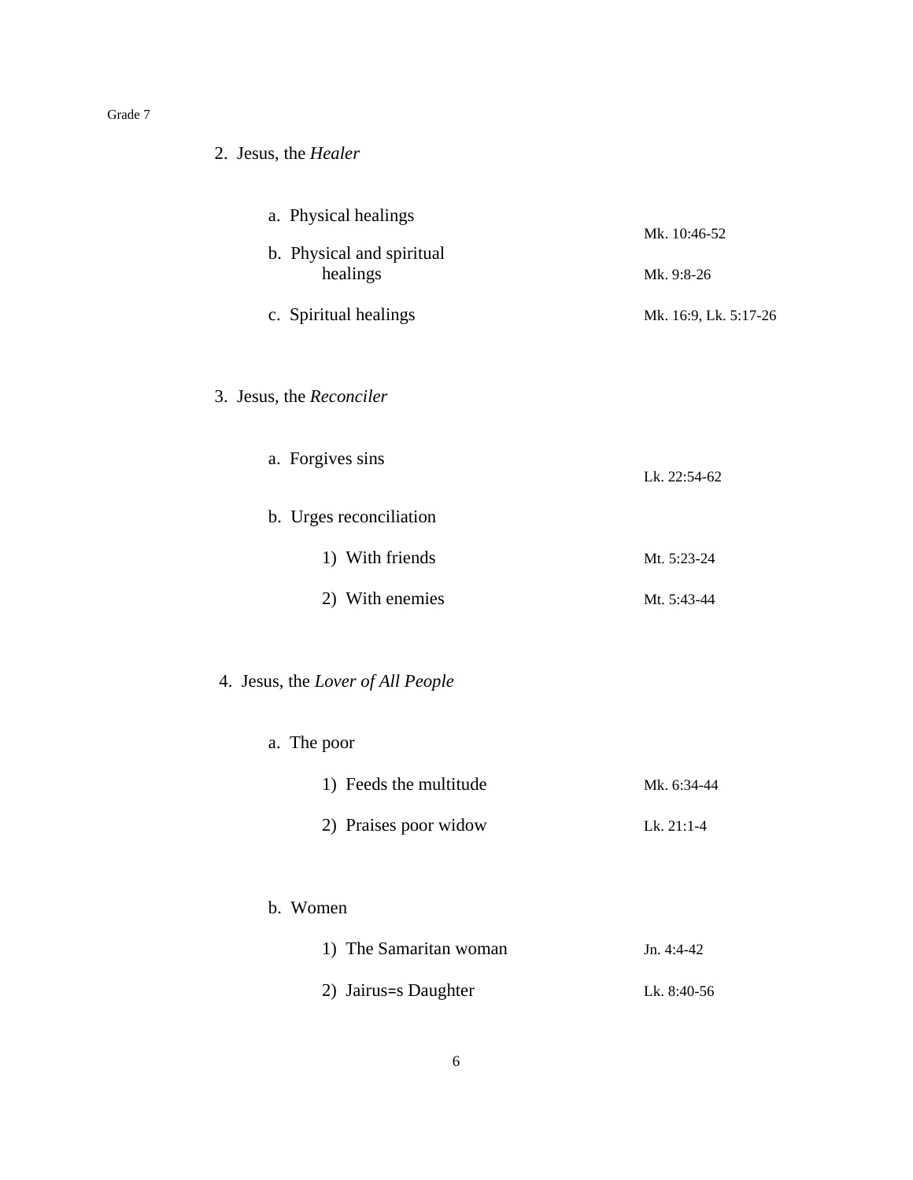2. Jesus, the *Healer*

   a. Physical healings — Mk. 10:46-52

   b. Physical and spiritual healings — Mk. 9:8-26

   c. Spiritual healings — Mk. 16:9, Lk. 5:17-26

3. Jesus, the *Reconciler*

   a. Forgives sins — Lk. 22:54-62

   b. Urges reconciliation

      1) With friends — Mt. 5:23-24

      2) With enemies — Mt. 5:43-44

4. Jesus, the *Lover of All People*

   a. The poor

      1) Feeds the multitude — Mk. 6:34-44

      2) Praises poor widow — Lk. 21:1-4

   b. Women

      1) The Samaritan woman — Jn. 4:4-42

      2) Jairus=s Daughter — Lk. 8:40-56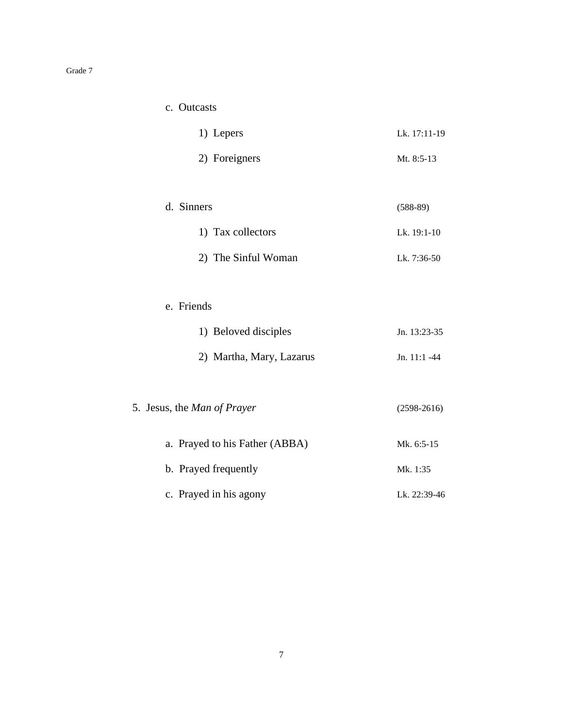c. Outcasts

1) Lepers — Lk. 17:11-19

2) Foreigners — Mt. 8:5-13

d. Sinners — (588-89)

1) Tax collectors — Lk. 19:1-10

2) The Sinful Woman — Lk. 7:36-50

e. Friends

1) Beloved disciples — Jn. 13:23-35

2) Martha, Mary, Lazarus — Jn. 11:1 -44

5. Jesus, the *Man of Prayer* — (2598-2616)

a. Prayed to his Father (ABBA) — Mk. 6:5-15

b. Prayed frequently — Mk. 1:35

c. Prayed in his agony — Lk. 22:39-46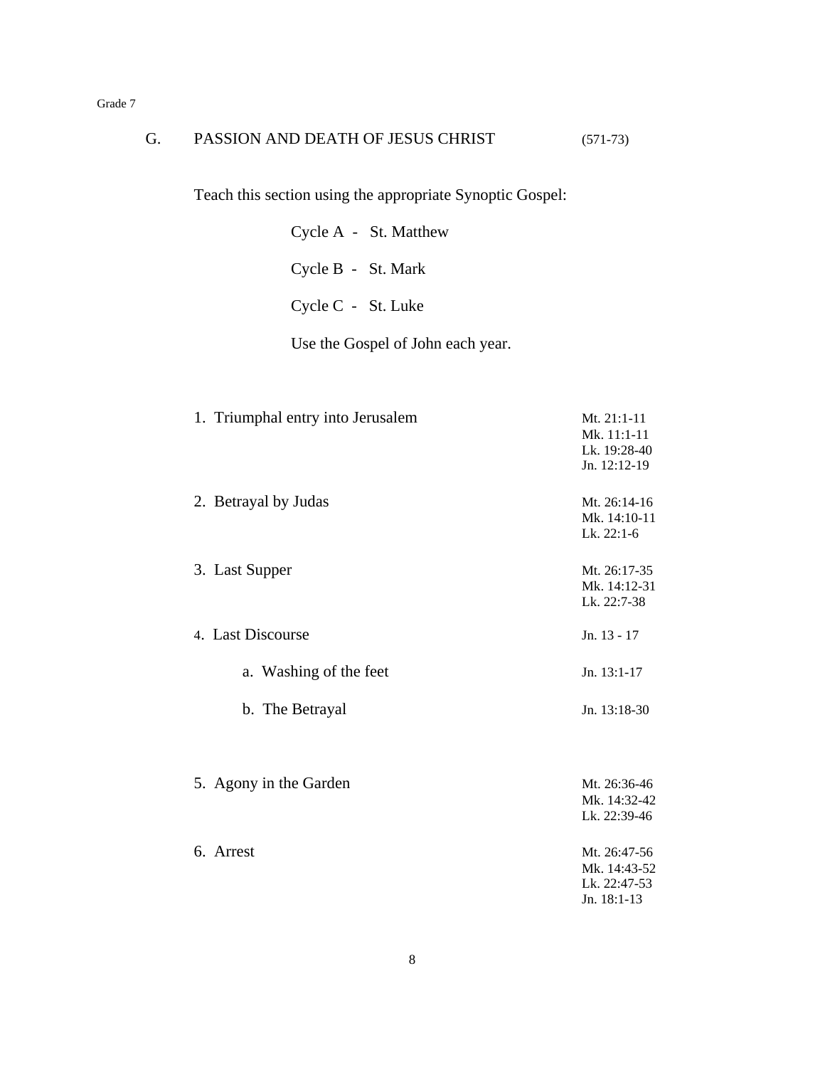## G. PASSION AND DEATH OF JESUS CHRIST (571-73)

Teach this section using the appropriate Synoptic Gospel:

Cycle A - St. Matthew

Cycle B - St. Mark

Cycle C - St. Luke

Use the Gospel of John each year.

| | |
|---|---|
| 1. Triumphal entry into Jerusalem | Mt. 21:1-11<br>Mk. 11:1-11<br>Lk. 19:28-40<br>Jn. 12:12-19 |
| 2. Betrayal by Judas | Mt. 26:14-16<br>Mk. 14:10-11<br>Lk. 22:1-6 |
| 3. Last Supper | Mt. 26:17-35<br>Mk. 14:12-31<br>Lk. 22:7-38 |
| 4. Last Discourse | Jn. 13 - 17 |
| a. Washing of the feet | Jn. 13:1-17 |
| b. The Betrayal | Jn. 13:18-30 |
| 5. Agony in the Garden | Mt. 26:36-46<br>Mk. 14:32-42<br>Lk. 22:39-46 |
| 6. Arrest | Mt. 26:47-56<br>Mk. 14:43-52<br>Lk. 22:47-53<br>Jn. 18:1-13 |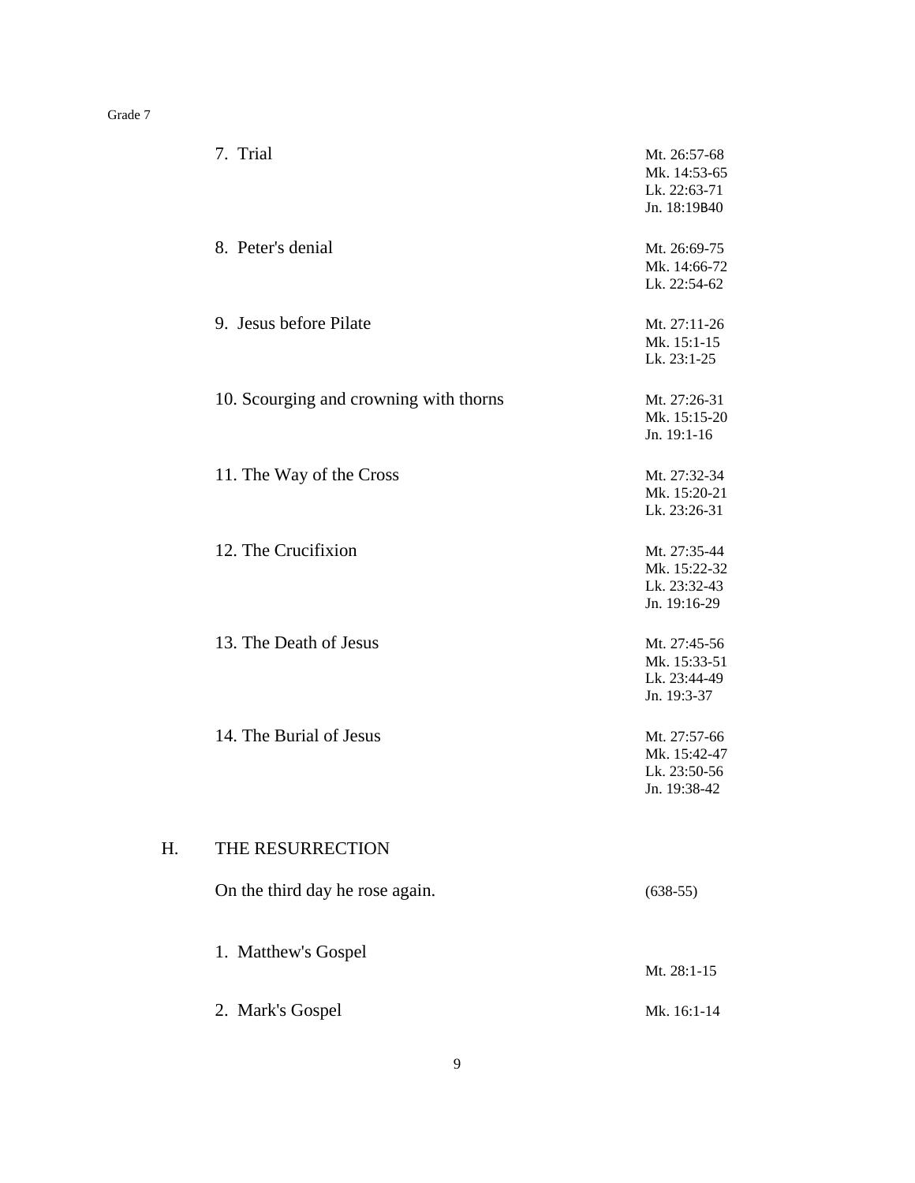7. Trial — Mt. 26:57-68, Mk. 14:53-65, Lk. 22:63-71, Jn. 18:19B40

8. Peter's denial — Mt. 26:69-75, Mk. 14:66-72, Lk. 22:54-62

9. Jesus before Pilate — Mt. 27:11-26, Mk. 15:1-15, Lk. 23:1-25

10. Scourging and crowning with thorns — Mt. 27:26-31, Mk. 15:15-20, Jn. 19:1-16

11. The Way of the Cross — Mt. 27:32-34, Mk. 15:20-21, Lk. 23:26-31

12. The Crucifixion — Mt. 27:35-44, Mk. 15:22-32, Lk. 23:32-43, Jn. 19:16-29

13. The Death of Jesus — Mt. 27:45-56, Mk. 15:33-51, Lk. 23:44-49, Jn. 19:3-37

14. The Burial of Jesus — Mt. 27:57-66, Mk. 15:42-47, Lk. 23:50-56, Jn. 19:38-42

## H. THE RESURRECTION

On the third day he rose again. (638-55)

1. Matthew's Gospel — Mt. 28:1-15

2. Mark's Gospel — Mk. 16:1-14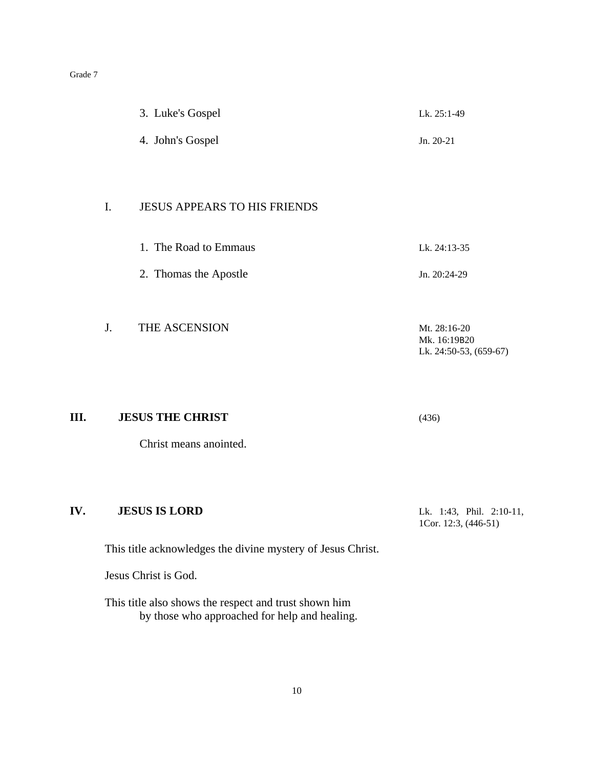3. Luke's Gospel — Lk. 25:1-49

4. John's Gospel — Jn. 20-21

I. JESUS APPEARS TO HIS FRIENDS

1. The Road to Emmaus — Lk. 24:13-35

2. Thomas the Apostle — Jn. 20:24-29

J. THE ASCENSION — Mt. 28:16-20, Mk. 16:19B20, Lk. 24:50-53, (659-67)

## III. JESUS THE CHRIST (436)

Christ means anointed.

## IV. JESUS IS LORD — Lk. 1:43, Phil. 2:10-11, 1Cor. 12:3, (446-51)

This title acknowledges the divine mystery of Jesus Christ.

Jesus Christ is God.

This title also shows the respect and trust shown him by those who approached for help and healing.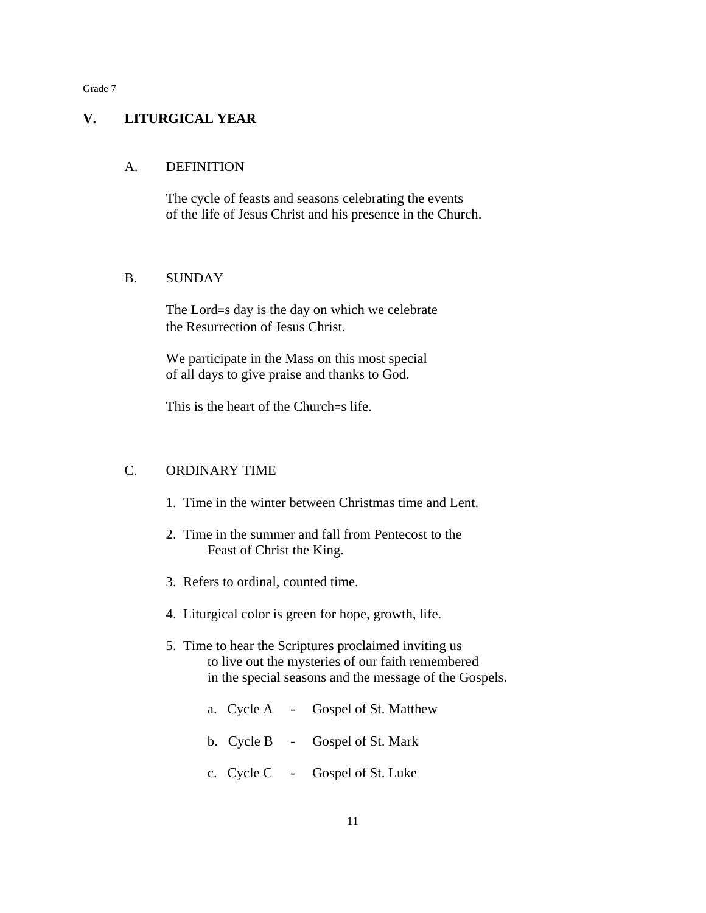Grade 7

## V. LITURGICAL YEAR

### A. DEFINITION

The cycle of feasts and seasons celebrating the events of the life of Jesus Christ and his presence in the Church.

### B. SUNDAY

The Lord=s day is the day on which we celebrate the Resurrection of Jesus Christ.

We participate in the Mass on this most special of all days to give praise and thanks to God.

This is the heart of the Church=s life.

### C. ORDINARY TIME

1. Time in the winter between Christmas time and Lent.

2. Time in the summer and fall from Pentecost to the Feast of Christ the King.

3. Refers to ordinal, counted time.

4. Liturgical color is green for hope, growth, life.

5. Time to hear the Scriptures proclaimed inviting us to live out the mysteries of our faith remembered in the special seasons and the message of the Gospels.

   a. Cycle A - Gospel of St. Matthew

   b. Cycle B - Gospel of St. Mark

   c. Cycle C - Gospel of St. Luke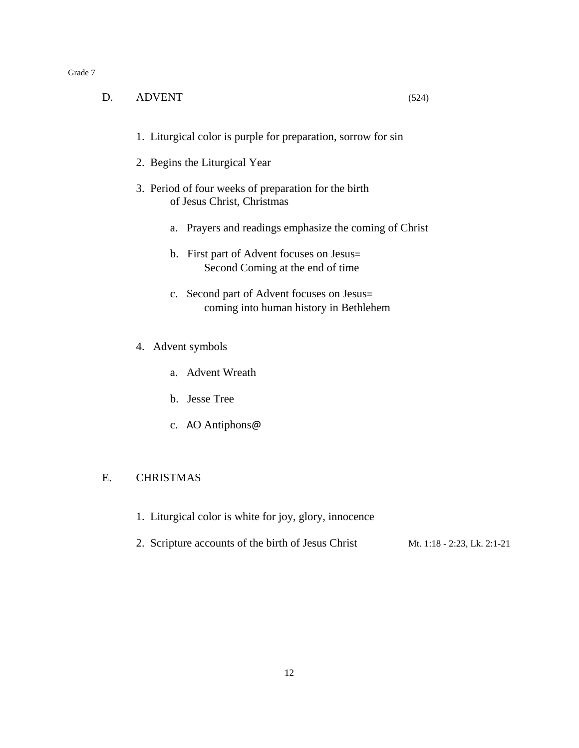Grade 7

## D. ADVENT (524)

1. Liturgical color is purple for preparation, sorrow for sin
2. Begins the Liturgical Year
3. Period of four weeks of preparation for the birth of Jesus Christ, Christmas
   - a. Prayers and readings emphasize the coming of Christ
   - b. First part of Advent focuses on Jesus= Second Coming at the end of time
   - c. Second part of Advent focuses on Jesus= coming into human history in Bethlehem
4. Advent symbols
   - a. Advent Wreath
   - b. Jesse Tree
   - c. AO Antiphons@

## E. CHRISTMAS

1. Liturgical color is white for joy, glory, innocence
2. Scripture accounts of the birth of Jesus Christ — Mt. 1:18 - 2:23, Lk. 2:1-21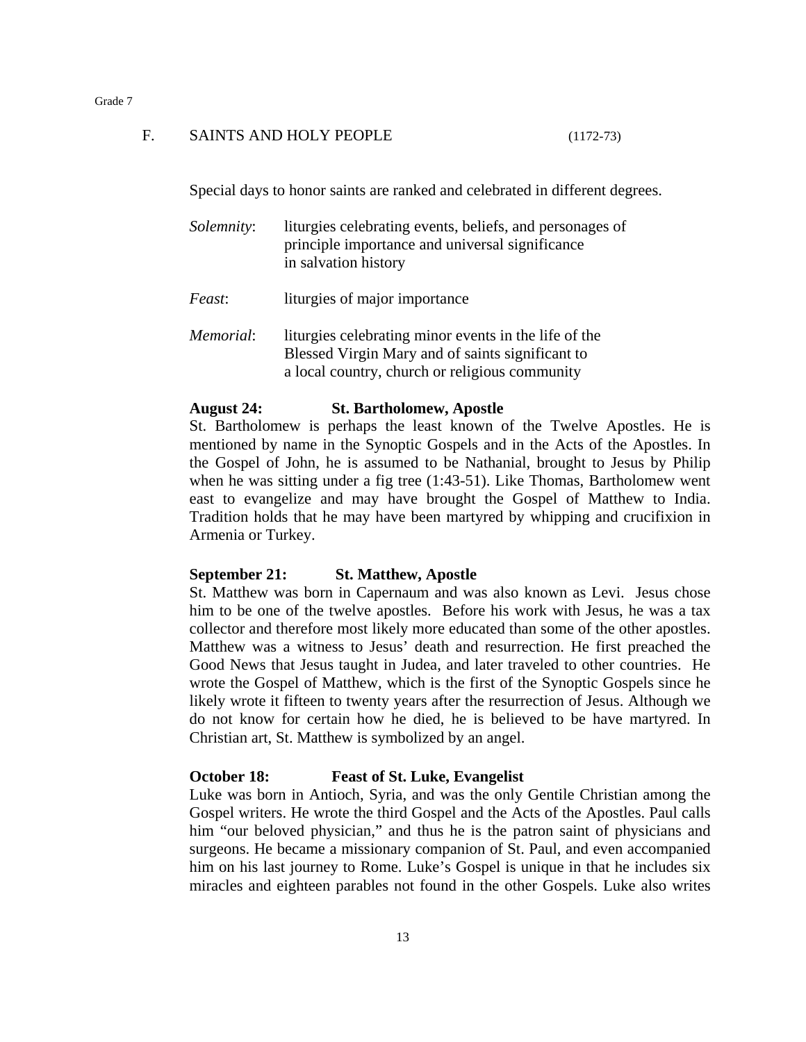## F. SAINTS AND HOLY PEOPLE (1172-73)

Special days to honor saints are ranked and celebrated in different degrees.

*Solemnity*: liturgies celebrating events, beliefs, and personages of principle importance and universal significance in salvation history

*Feast*: liturgies of major importance

*Memorial*: liturgies celebrating minor events in the life of the Blessed Virgin Mary and of saints significant to a local country, church or religious community

**August 24: St. Bartholomew, Apostle**

St. Bartholomew is perhaps the least known of the Twelve Apostles. He is mentioned by name in the Synoptic Gospels and in the Acts of the Apostles. In the Gospel of John, he is assumed to be Nathanial, brought to Jesus by Philip when he was sitting under a fig tree (1:43-51). Like Thomas, Bartholomew went east to evangelize and may have brought the Gospel of Matthew to India. Tradition holds that he may have been martyred by whipping and crucifixion in Armenia or Turkey.

**September 21: St. Matthew, Apostle**

St. Matthew was born in Capernaum and was also known as Levi. Jesus chose him to be one of the twelve apostles. Before his work with Jesus, he was a tax collector and therefore most likely more educated than some of the other apostles. Matthew was a witness to Jesus' death and resurrection. He first preached the Good News that Jesus taught in Judea, and later traveled to other countries. He wrote the Gospel of Matthew, which is the first of the Synoptic Gospels since he likely wrote it fifteen to twenty years after the resurrection of Jesus. Although we do not know for certain how he died, he is believed to be have martyred. In Christian art, St. Matthew is symbolized by an angel.

**October 18: Feast of St. Luke, Evangelist**

Luke was born in Antioch, Syria, and was the only Gentile Christian among the Gospel writers. He wrote the third Gospel and the Acts of the Apostles. Paul calls him "our beloved physician," and thus he is the patron saint of physicians and surgeons. He became a missionary companion of St. Paul, and even accompanied him on his last journey to Rome. Luke's Gospel is unique in that he includes six miracles and eighteen parables not found in the other Gospels. Luke also writes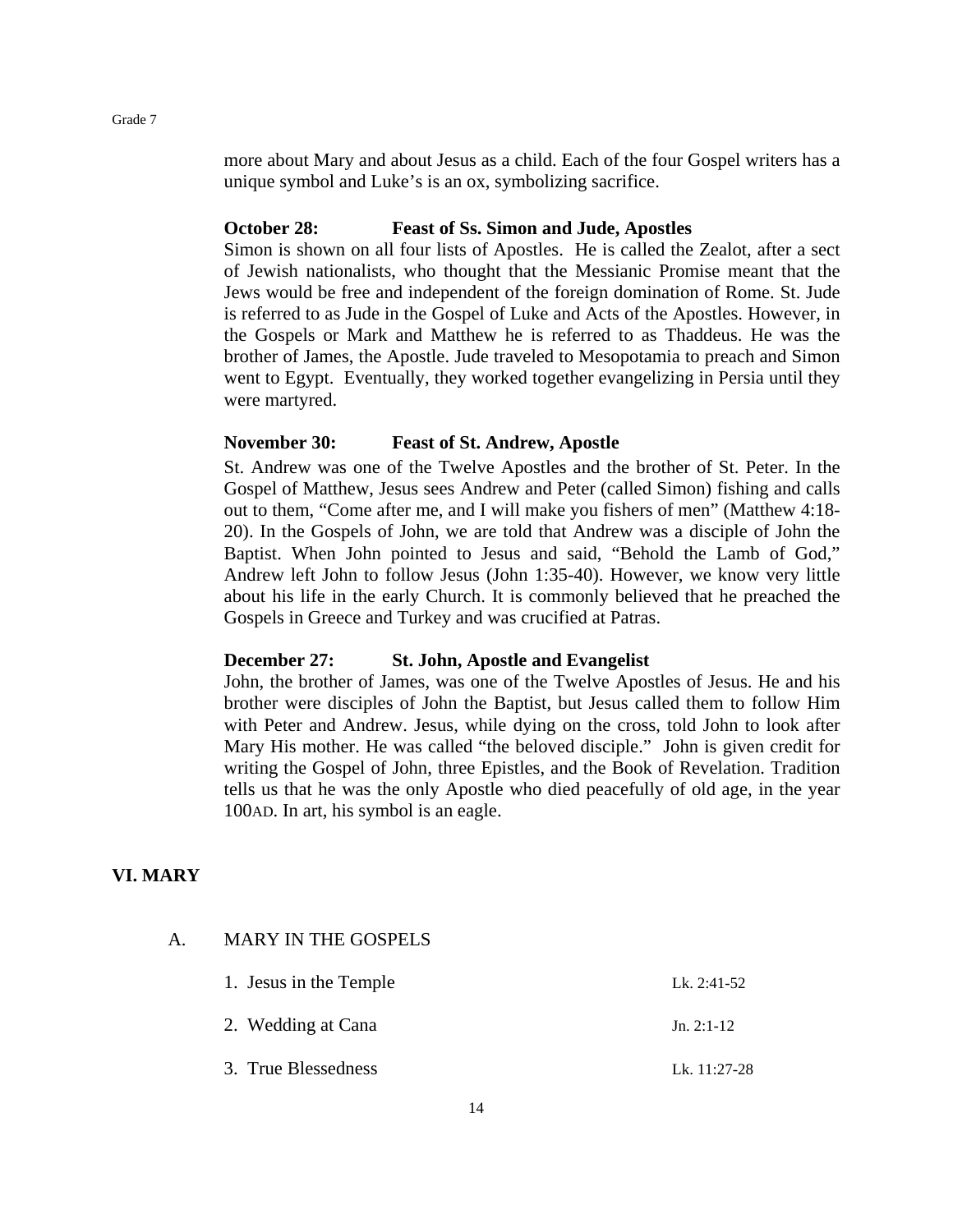more about Mary and about Jesus as a child. Each of the four Gospel writers has a unique symbol and Luke's is an ox, symbolizing sacrifice.

**October 28: Feast of Ss. Simon and Jude, Apostles**

Simon is shown on all four lists of Apostles. He is called the Zealot, after a sect of Jewish nationalists, who thought that the Messianic Promise meant that the Jews would be free and independent of the foreign domination of Rome. St. Jude is referred to as Jude in the Gospel of Luke and Acts of the Apostles. However, in the Gospels or Mark and Matthew he is referred to as Thaddeus. He was the brother of James, the Apostle. Jude traveled to Mesopotamia to preach and Simon went to Egypt. Eventually, they worked together evangelizing in Persia until they were martyred.

**November 30: Feast of St. Andrew, Apostle**

St. Andrew was one of the Twelve Apostles and the brother of St. Peter. In the Gospel of Matthew, Jesus sees Andrew and Peter (called Simon) fishing and calls out to them, "Come after me, and I will make you fishers of men" (Matthew 4:18-20). In the Gospels of John, we are told that Andrew was a disciple of John the Baptist. When John pointed to Jesus and said, "Behold the Lamb of God," Andrew left John to follow Jesus (John 1:35-40). However, we know very little about his life in the early Church. It is commonly believed that he preached the Gospels in Greece and Turkey and was crucified at Patras.

**December 27: St. John, Apostle and Evangelist**

John, the brother of James, was one of the Twelve Apostles of Jesus. He and his brother were disciples of John the Baptist, but Jesus called them to follow Him with Peter and Andrew. Jesus, while dying on the cross, told John to look after Mary His mother. He was called "the beloved disciple." John is given credit for writing the Gospel of John, three Epistles, and the Book of Revelation. Tradition tells us that he was the only Apostle who died peacefully of old age, in the year 100AD. In art, his symbol is an eagle.

## VI. MARY

### A. MARY IN THE GOSPELS

1. Jesus in the Temple — Lk. 2:41-52
2. Wedding at Cana — Jn. 2:1-12
3. True Blessedness — Lk. 11:27-28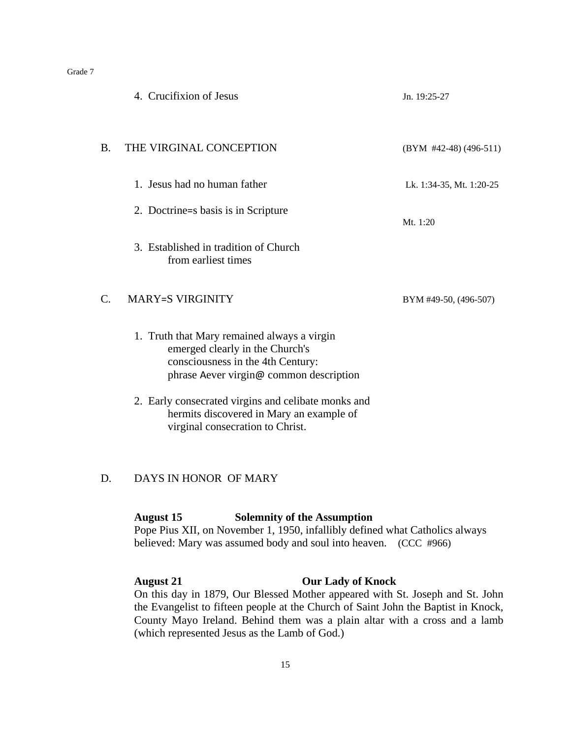4. Crucifixion of Jesus — Jn. 19:25-27

## B. THE VIRGINAL CONCEPTION (BYM #42-48) (496-511)

1. Jesus had no human father — Lk. 1:34-35, Mt. 1:20-25
2. Doctrine=s basis is in Scripture — Mt. 1:20
3. Established in tradition of Church from earliest times

## C. MARY=S VIRGINITY BYM #49-50, (496-507)

1. Truth that Mary remained always a virgin emerged clearly in the Church's consciousness in the 4th Century: phrase Aever virgin@ common description
2. Early consecrated virgins and celibate monks and hermits discovered in Mary an example of virginal consecration to Christ.

## D. DAYS IN HONOR OF MARY

**August 15 — Solemnity of the Assumption**
Pope Pius XII, on November 1, 1950, infallibly defined what Catholics always believed: Mary was assumed body and soul into heaven. (CCC #966)

**August 21 — Our Lady of Knock**
On this day in 1879, Our Blessed Mother appeared with St. Joseph and St. John the Evangelist to fifteen people at the Church of Saint John the Baptist in Knock, County Mayo Ireland. Behind them was a plain altar with a cross and a lamb (which represented Jesus as the Lamb of God.)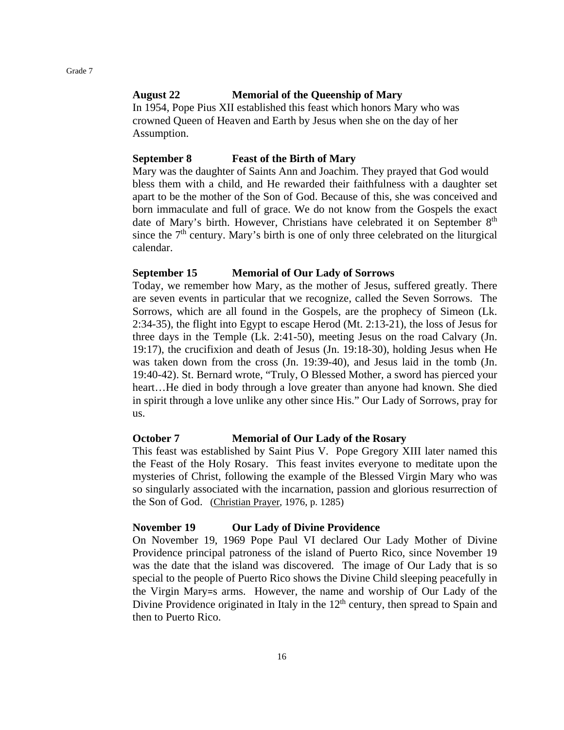**August 22 Memorial of the Queenship of Mary**

In 1954, Pope Pius XII established this feast which honors Mary who was crowned Queen of Heaven and Earth by Jesus when she on the day of her Assumption.

**September 8 Feast of the Birth of Mary**

Mary was the daughter of Saints Ann and Joachim. They prayed that God would bless them with a child, and He rewarded their faithfulness with a daughter set apart to be the mother of the Son of God. Because of this, she was conceived and born immaculate and full of grace. We do not know from the Gospels the exact date of Mary's birth. However, Christians have celebrated it on September 8th since the 7th century. Mary's birth is one of only three celebrated on the liturgical calendar.

**September 15 Memorial of Our Lady of Sorrows**

Today, we remember how Mary, as the mother of Jesus, suffered greatly. There are seven events in particular that we recognize, called the Seven Sorrows. The Sorrows, which are all found in the Gospels, are the prophecy of Simeon (Lk. 2:34-35), the flight into Egypt to escape Herod (Mt. 2:13-21), the loss of Jesus for three days in the Temple (Lk. 2:41-50), meeting Jesus on the road Calvary (Jn. 19:17), the crucifixion and death of Jesus (Jn. 19:18-30), holding Jesus when He was taken down from the cross (Jn. 19:39-40), and Jesus laid in the tomb (Jn. 19:40-42). St. Bernard wrote, "Truly, O Blessed Mother, a sword has pierced your heart…He died in body through a love greater than anyone had known. She died in spirit through a love unlike any other since His." Our Lady of Sorrows, pray for us.

**October 7 Memorial of Our Lady of the Rosary**

This feast was established by Saint Pius V. Pope Gregory XIII later named this the Feast of the Holy Rosary. This feast invites everyone to meditate upon the mysteries of Christ, following the example of the Blessed Virgin Mary who was so singularly associated with the incarnation, passion and glorious resurrection of the Son of God. (Christian Prayer, 1976, p. 1285)

**November 19 Our Lady of Divine Providence**

On November 19, 1969 Pope Paul VI declared Our Lady Mother of Divine Providence principal patroness of the island of Puerto Rico, since November 19 was the date that the island was discovered. The image of Our Lady that is so special to the people of Puerto Rico shows the Divine Child sleeping peacefully in the Virgin Mary=s arms. However, the name and worship of Our Lady of the Divine Providence originated in Italy in the 12th century, then spread to Spain and then to Puerto Rico.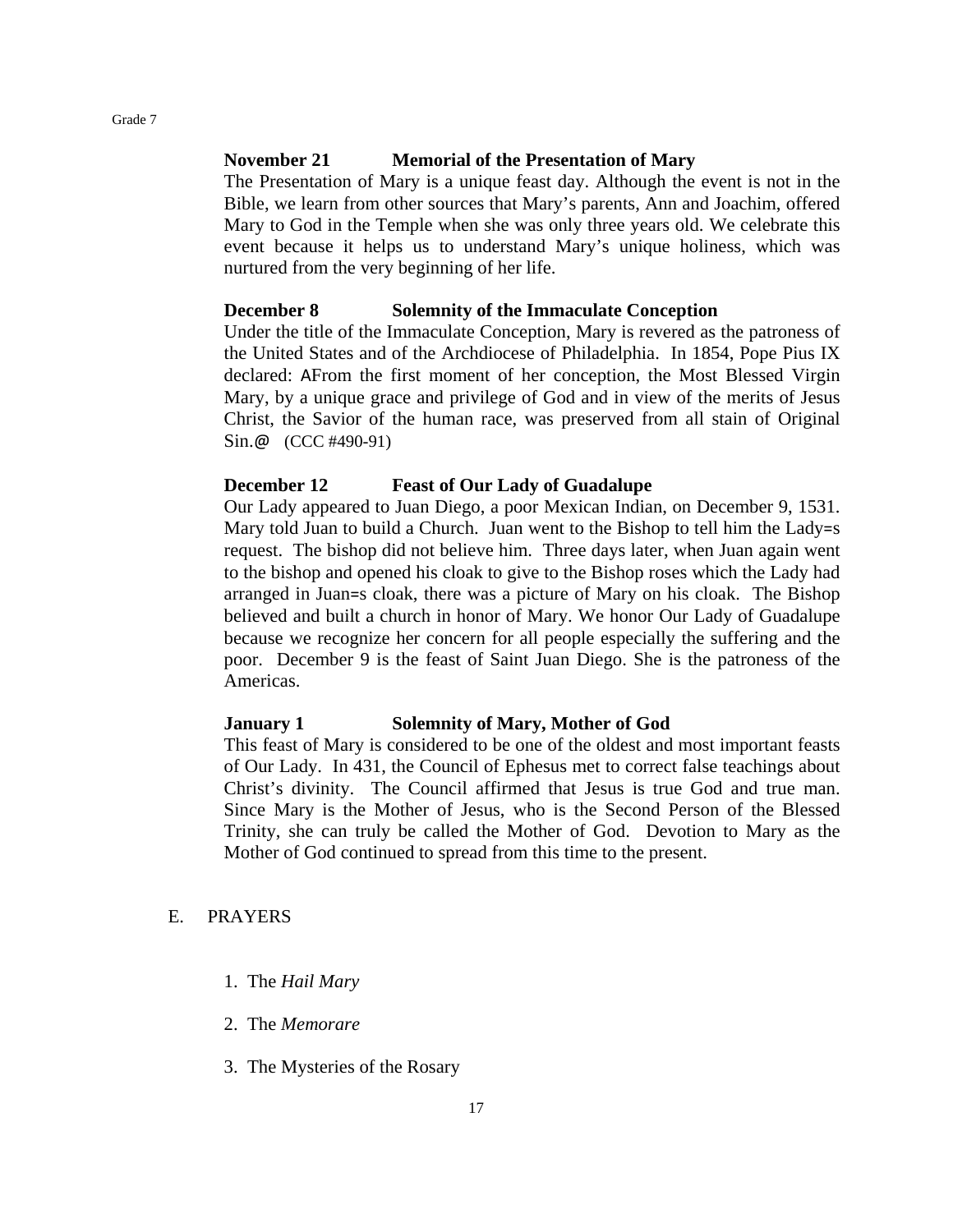**November 21 Memorial of the Presentation of Mary**

The Presentation of Mary is a unique feast day. Although the event is not in the Bible, we learn from other sources that Mary's parents, Ann and Joachim, offered Mary to God in the Temple when she was only three years old. We celebrate this event because it helps us to understand Mary's unique holiness, which was nurtured from the very beginning of her life.

**December 8 Solemnity of the Immaculate Conception**

Under the title of the Immaculate Conception, Mary is revered as the patroness of the United States and of the Archdiocese of Philadelphia. In 1854, Pope Pius IX declared: AFrom the first moment of her conception, the Most Blessed Virgin Mary, by a unique grace and privilege of God and in view of the merits of Jesus Christ, the Savior of the human race, was preserved from all stain of Original Sin.@ (CCC #490-91)

**December 12 Feast of Our Lady of Guadalupe**

Our Lady appeared to Juan Diego, a poor Mexican Indian, on December 9, 1531. Mary told Juan to build a Church. Juan went to the Bishop to tell him the Lady=s request. The bishop did not believe him. Three days later, when Juan again went to the bishop and opened his cloak to give to the Bishop roses which the Lady had arranged in Juan=s cloak, there was a picture of Mary on his cloak. The Bishop believed and built a church in honor of Mary. We honor Our Lady of Guadalupe because we recognize her concern for all people especially the suffering and the poor. December 9 is the feast of Saint Juan Diego. She is the patroness of the Americas.

**January 1 Solemnity of Mary, Mother of God**

This feast of Mary is considered to be one of the oldest and most important feasts of Our Lady. In 431, the Council of Ephesus met to correct false teachings about Christ's divinity. The Council affirmed that Jesus is true God and true man. Since Mary is the Mother of Jesus, who is the Second Person of the Blessed Trinity, she can truly be called the Mother of God. Devotion to Mary as the Mother of God continued to spread from this time to the present.

## E. PRAYERS

1. The *Hail Mary*
2. The *Memorare*
3. The Mysteries of the Rosary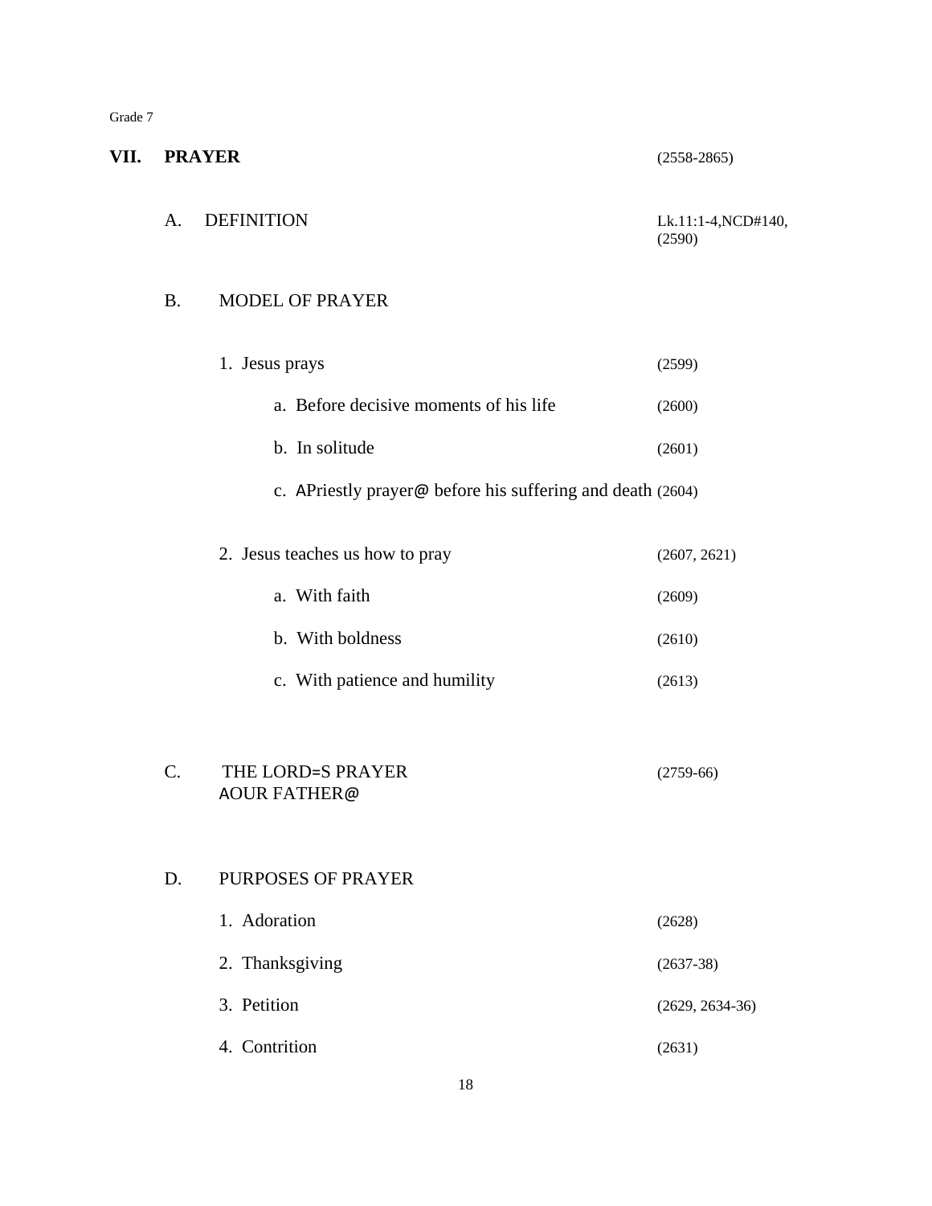Grade 7

## VII. PRAYER (2558-2865)

### A. DEFINITION — Lk.11:1-4,NCD#140, (2590)

### B. MODEL OF PRAYER

1. Jesus prays (2599)
   - a. Before decisive moments of his life (2600)
   - b. In solitude (2601)
   - c. APriestly prayer@ before his suffering and death (2604)
2. Jesus teaches us how to pray (2607, 2621)
   - a. With faith (2609)
   - b. With boldness (2610)
   - c. With patience and humility (2613)

### C. THE LORD=S PRAYER AOUR FATHER@ (2759-66)

### D. PURPOSES OF PRAYER

1. Adoration (2628)
2. Thanksgiving (2637-38)
3. Petition (2629, 2634-36)
4. Contrition (2631)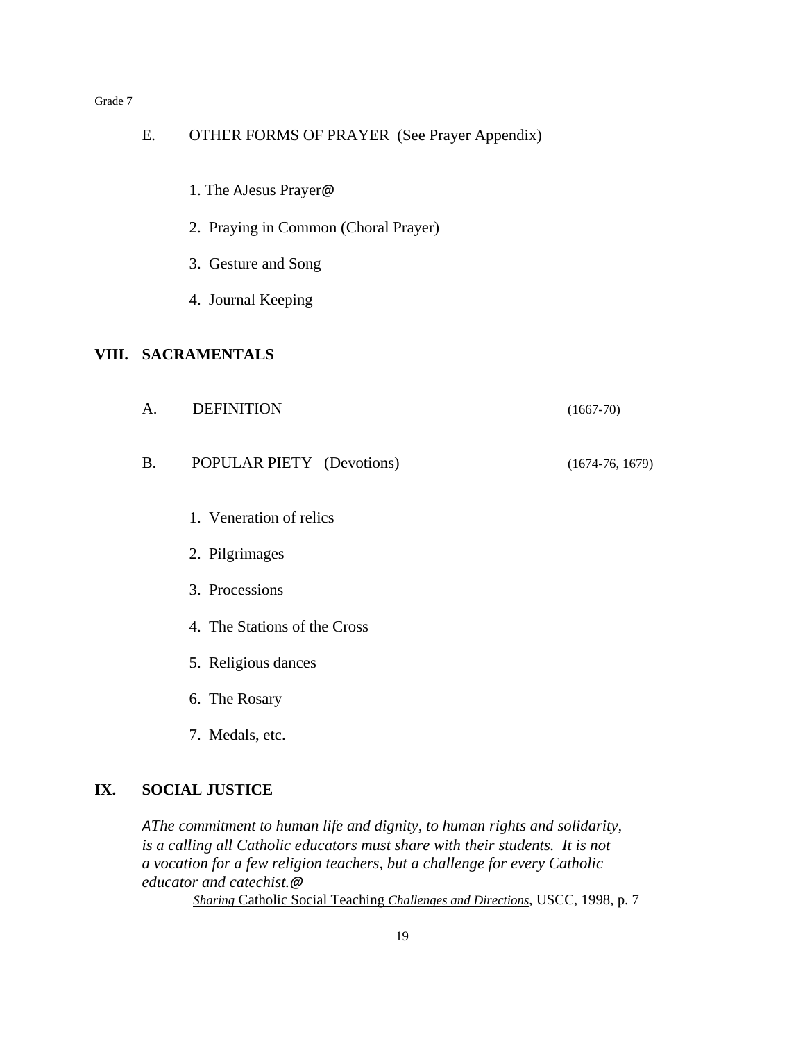E. OTHER FORMS OF PRAYER (See Prayer Appendix)

1. The AJesus Prayer@
2. Praying in Common (Choral Prayer)
3. Gesture and Song
4. Journal Keeping

## VIII. SACRAMENTALS

A. DEFINITION (1667-70)

B. POPULAR PIETY (Devotions) (1674-76, 1679)

1. Veneration of relics
2. Pilgrimages
3. Processions
4. The Stations of the Cross
5. Religious dances
6. The Rosary
7. Medals, etc.

## IX. SOCIAL JUSTICE

*AThe commitment to human life and dignity, to human rights and solidarity, is a calling all Catholic educators must share with their students. It is not a vocation for a few religion teachers, but a challenge for every Catholic educator and catechist.@*

*Sharing* Catholic Social Teaching *Challenges and Directions*, USCC, 1998, p. 7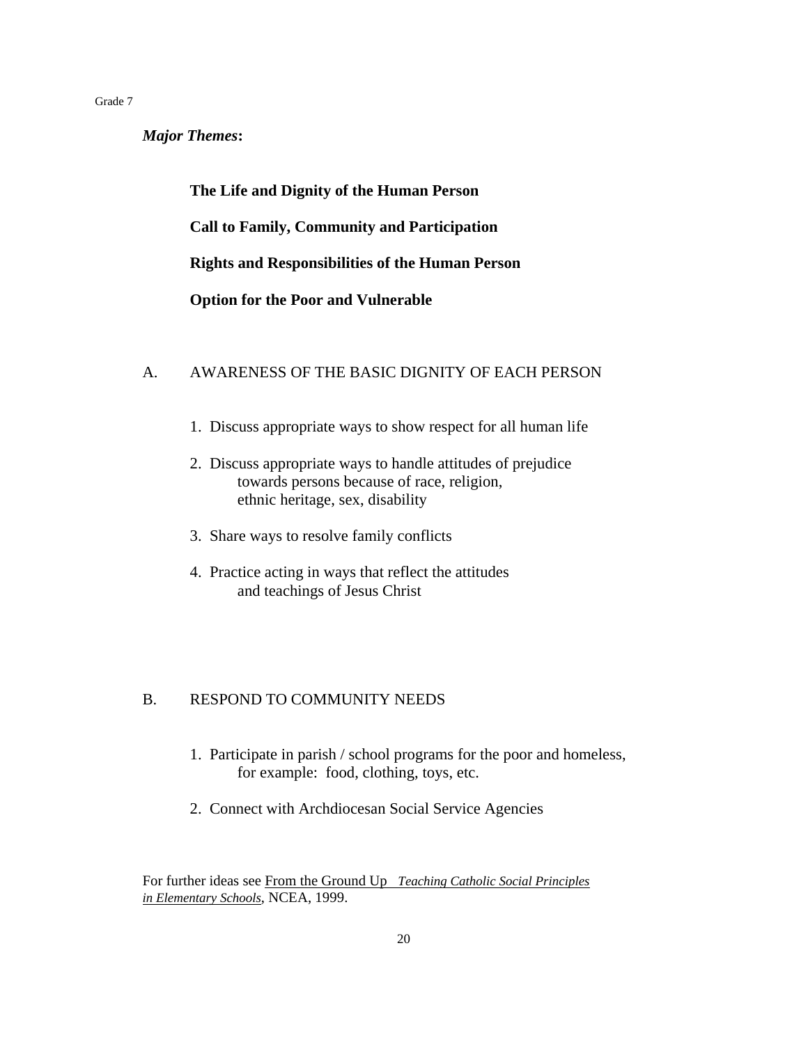Grade 7

***Major Themes*:**

**The Life and Dignity of the Human Person**

**Call to Family, Community and Participation**

**Rights and Responsibilities of the Human Person**

**Option for the Poor and Vulnerable**

A. AWARENESS OF THE BASIC DIGNITY OF EACH PERSON

1. Discuss appropriate ways to show respect for all human life
2. Discuss appropriate ways to handle attitudes of prejudice towards persons because of race, religion, ethnic heritage, sex, disability
3. Share ways to resolve family conflicts
4. Practice acting in ways that reflect the attitudes and teachings of Jesus Christ

B. RESPOND TO COMMUNITY NEEDS

1. Participate in parish / school programs for the poor and homeless, for example: food, clothing, toys, etc.
2. Connect with Archdiocesan Social Service Agencies

For further ideas see From the Ground Up *Teaching Catholic Social Principles in Elementary Schools*, NCEA, 1999.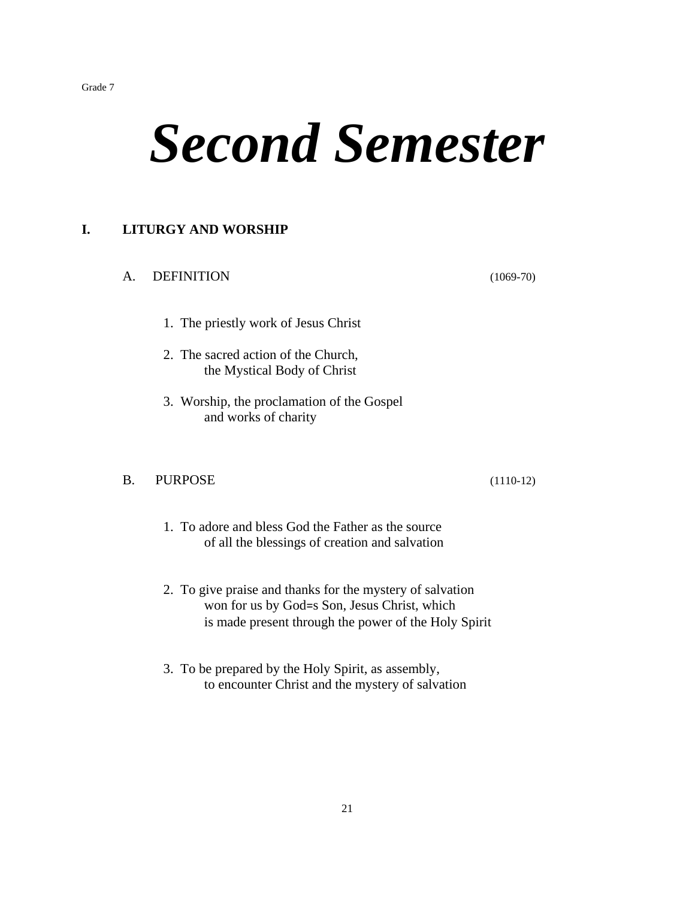Grade 7

# *Second Semester*

## I. LITURGY AND WORSHIP

### A. DEFINITION (1069-70)

1. The priestly work of Jesus Christ
2. The sacred action of the Church, the Mystical Body of Christ
3. Worship, the proclamation of the Gospel and works of charity

### B. PURPOSE (1110-12)

1. To adore and bless God the Father as the source of all the blessings of creation and salvation
2. To give praise and thanks for the mystery of salvation won for us by God=s Son, Jesus Christ, which is made present through the power of the Holy Spirit
3. To be prepared by the Holy Spirit, as assembly, to encounter Christ and the mystery of salvation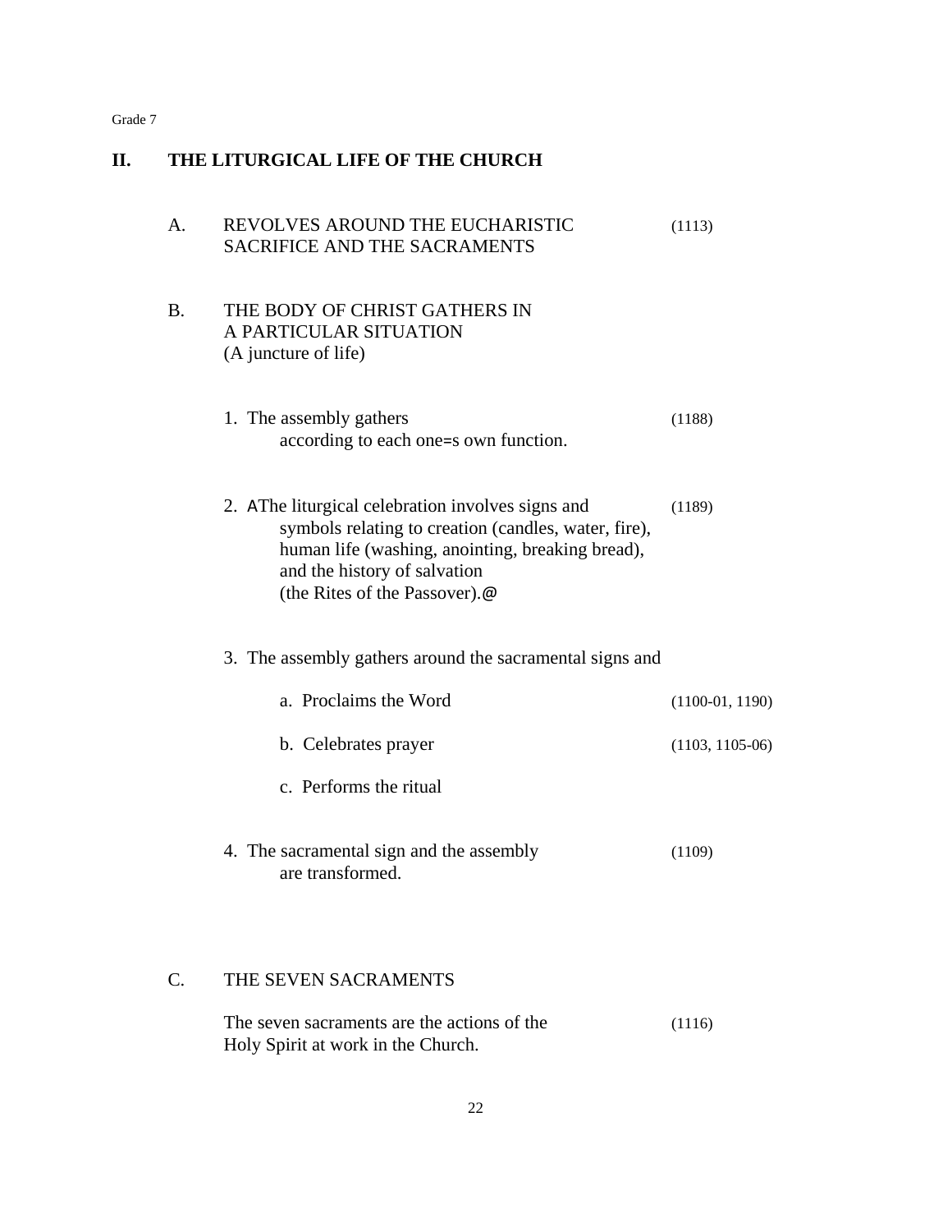Grade 7

## II. THE LITURGICAL LIFE OF THE CHURCH

### A. REVOLVES AROUND THE EUCHARISTIC SACRIFICE AND THE SACRAMENTS (1113)

### B. THE BODY OF CHRIST GATHERS IN A PARTICULAR SITUATION
(A juncture of life)

1. The assembly gathers according to each one=s own function. (1188)

2. AThe liturgical celebration involves signs and symbols relating to creation (candles, water, fire), human life (washing, anointing, breaking bread), and the history of salvation (the Rites of the Passover).@ (1189)

3. The assembly gathers around the sacramental signs and

   a. Proclaims the Word (1100-01, 1190)

   b. Celebrates prayer (1103, 1105-06)

   c. Performs the ritual

4. The sacramental sign and the assembly are transformed. (1109)

### C. THE SEVEN SACRAMENTS

The seven sacraments are the actions of the Holy Spirit at work in the Church. (1116)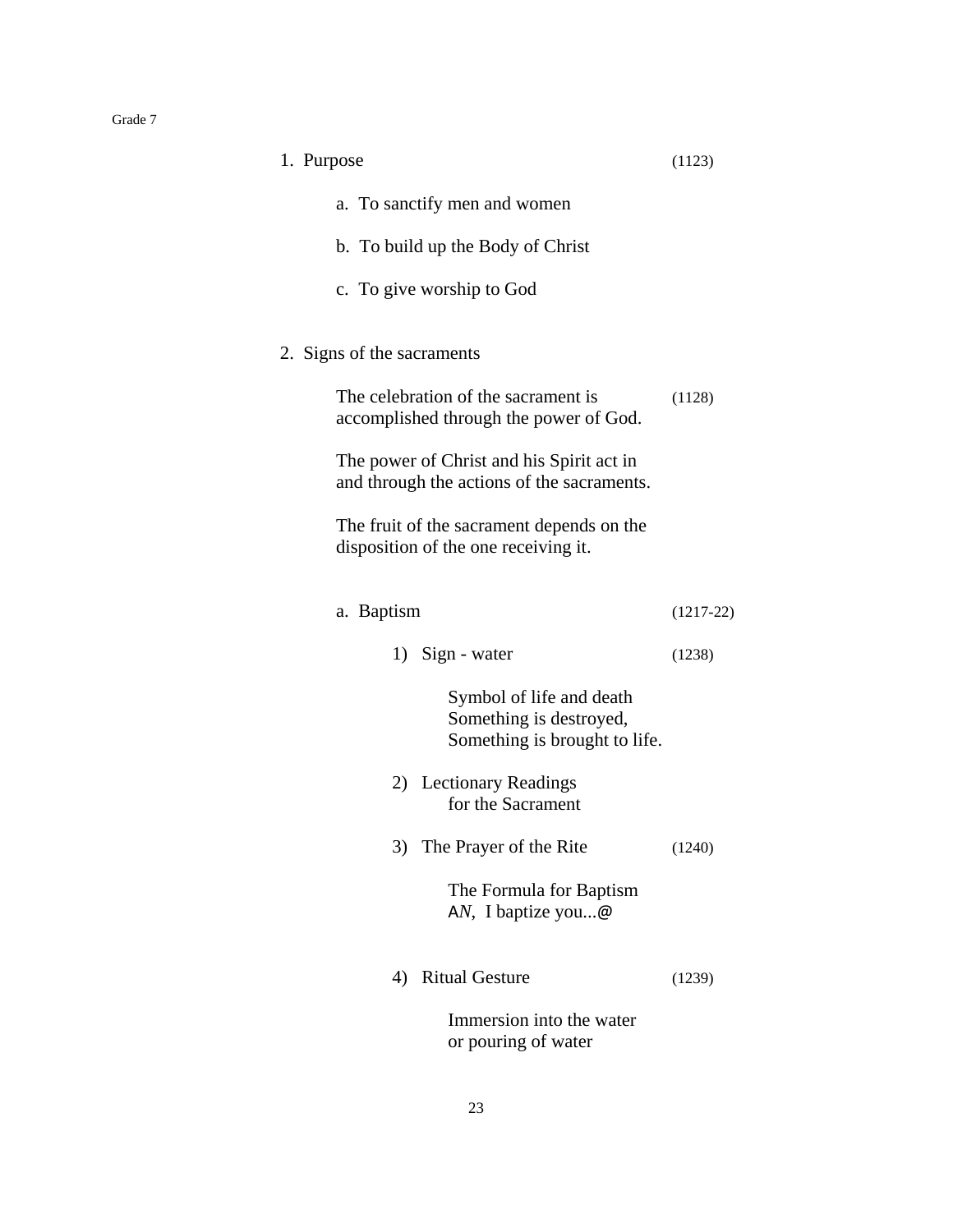1. Purpose (1123)

    a. To sanctify men and women

    b. To build up the Body of Christ

    c. To give worship to God

2. Signs of the sacraments

    The celebration of the sacrament is accomplished through the power of God. (1128)

    The power of Christ and his Spirit act in and through the actions of the sacraments.

    The fruit of the sacrament depends on the disposition of the one receiving it.

    a. Baptism (1217-22)

        1) Sign - water (1238)

            Symbol of life and death
            Something is destroyed,
            Something is brought to life.

        2) Lectionary Readings
            for the Sacrament

        3) The Prayer of the Rite (1240)

            The Formula for Baptism
            A*N*, I baptize you...@

        4) Ritual Gesture (1239)

            Immersion into the water
            or pouring of water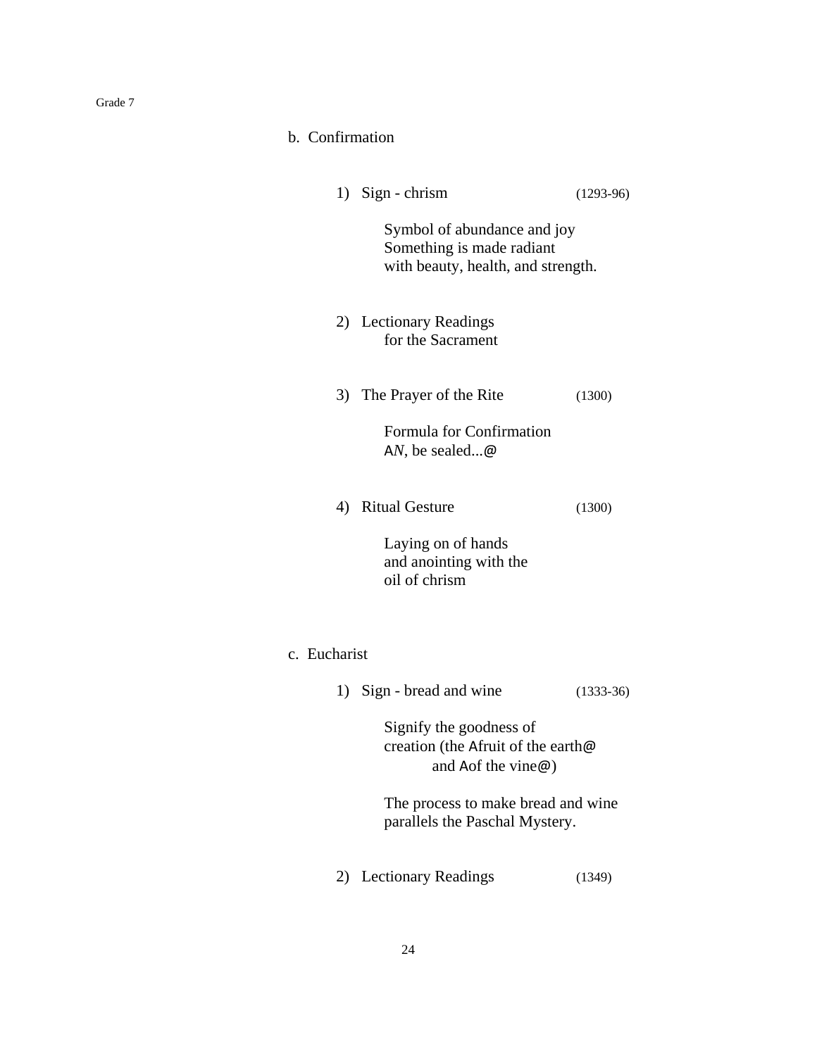b. Confirmation

1) Sign - chrism (1293-96)

   Symbol of abundance and joy
   Something is made radiant
   with beauty, health, and strength.

2) Lectionary Readings
   for the Sacrament

3) The Prayer of the Rite (1300)

   Formula for Confirmation
   A*N*, be sealed...@

4) Ritual Gesture (1300)

   Laying on of hands
   and anointing with the
   oil of chrism

c. Eucharist

1) Sign - bread and wine (1333-36)

   Signify the goodness of
   creation (the Afruit of the earth@
   and Aof the vine@)

   The process to make bread and wine
   parallels the Paschal Mystery.

2) Lectionary Readings (1349)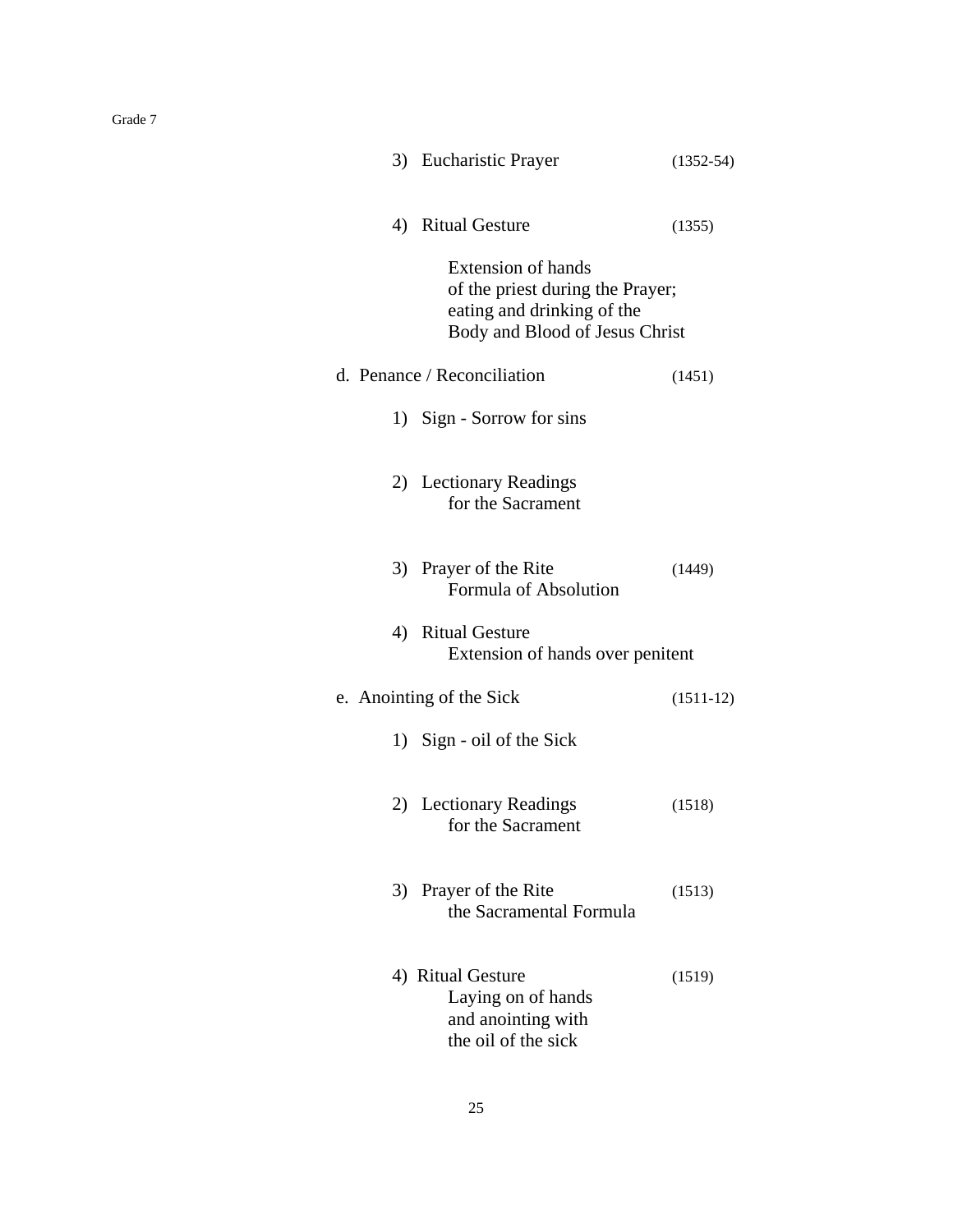3) Eucharistic Prayer (1352-54)

4) Ritual Gesture (1355)

Extension of hands
of the priest during the Prayer;
eating and drinking of the
Body and Blood of Jesus Christ

d. Penance / Reconciliation (1451)

1) Sign - Sorrow for sins

2) Lectionary Readings
for the Sacrament

3) Prayer of the Rite (1449)
Formula of Absolution

4) Ritual Gesture
Extension of hands over penitent

e. Anointing of the Sick (1511-12)

1) Sign - oil of the Sick

2) Lectionary Readings (1518)
for the Sacrament

3) Prayer of the Rite (1513)
the Sacramental Formula

4) Ritual Gesture (1519)
Laying on of hands
and anointing with
the oil of the sick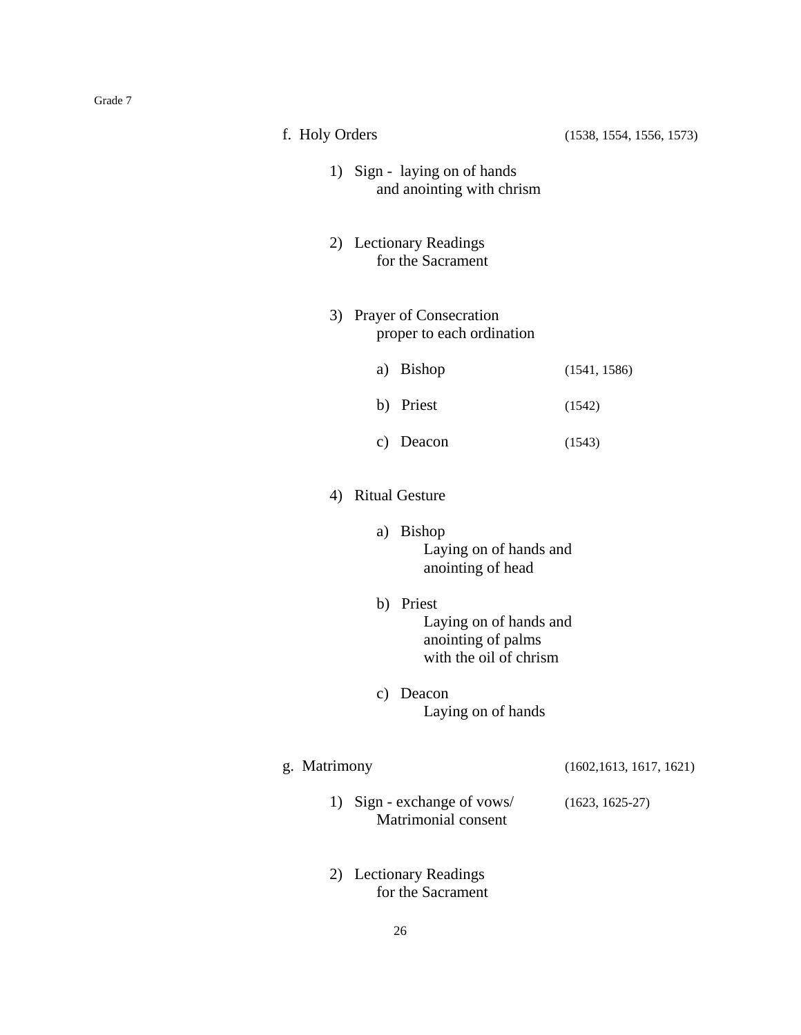f. Holy Orders (1538, 1554, 1556, 1573)

1) Sign - laying on of hands and anointing with chrism

2) Lectionary Readings for the Sacrament

3) Prayer of Consecration proper to each ordination

   a) Bishop (1541, 1586)

   b) Priest (1542)

   c) Deacon (1543)

4) Ritual Gesture

   a) Bishop
      Laying on of hands and anointing of head

   b) Priest
      Laying on of hands and anointing of palms with the oil of chrism

   c) Deacon
      Laying on of hands

g. Matrimony (1602,1613, 1617, 1621)

1) Sign - exchange of vows/ Matrimonial consent (1623, 1625-27)

2) Lectionary Readings for the Sacrament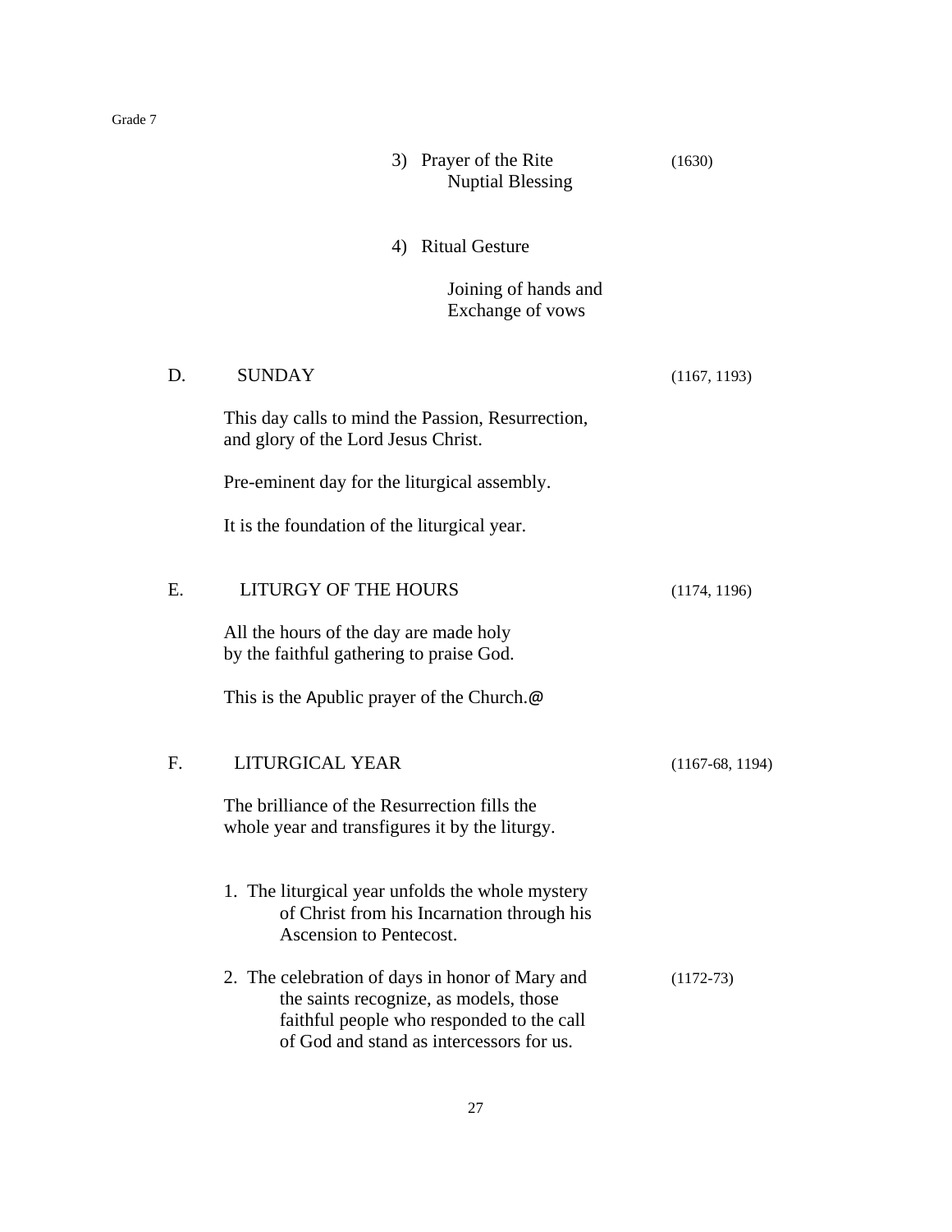3) Prayer of the Rite (1630)
   Nuptial Blessing

4) Ritual Gesture

   Joining of hands and
   Exchange of vows

D. SUNDAY (1167, 1193)

This day calls to mind the Passion, Resurrection, and glory of the Lord Jesus Christ.

Pre-eminent day for the liturgical assembly.

It is the foundation of the liturgical year.

E. LITURGY OF THE HOURS (1174, 1196)

All the hours of the day are made holy by the faithful gathering to praise God.

This is the Apublic prayer of the Church.@

F. LITURGICAL YEAR (1167-68, 1194)

The brilliance of the Resurrection fills the whole year and transfigures it by the liturgy.

1. The liturgical year unfolds the whole mystery of Christ from his Incarnation through his Ascension to Pentecost.

2. The celebration of days in honor of Mary and the saints recognize, as models, those faithful people who responded to the call of God and stand as intercessors for us. (1172-73)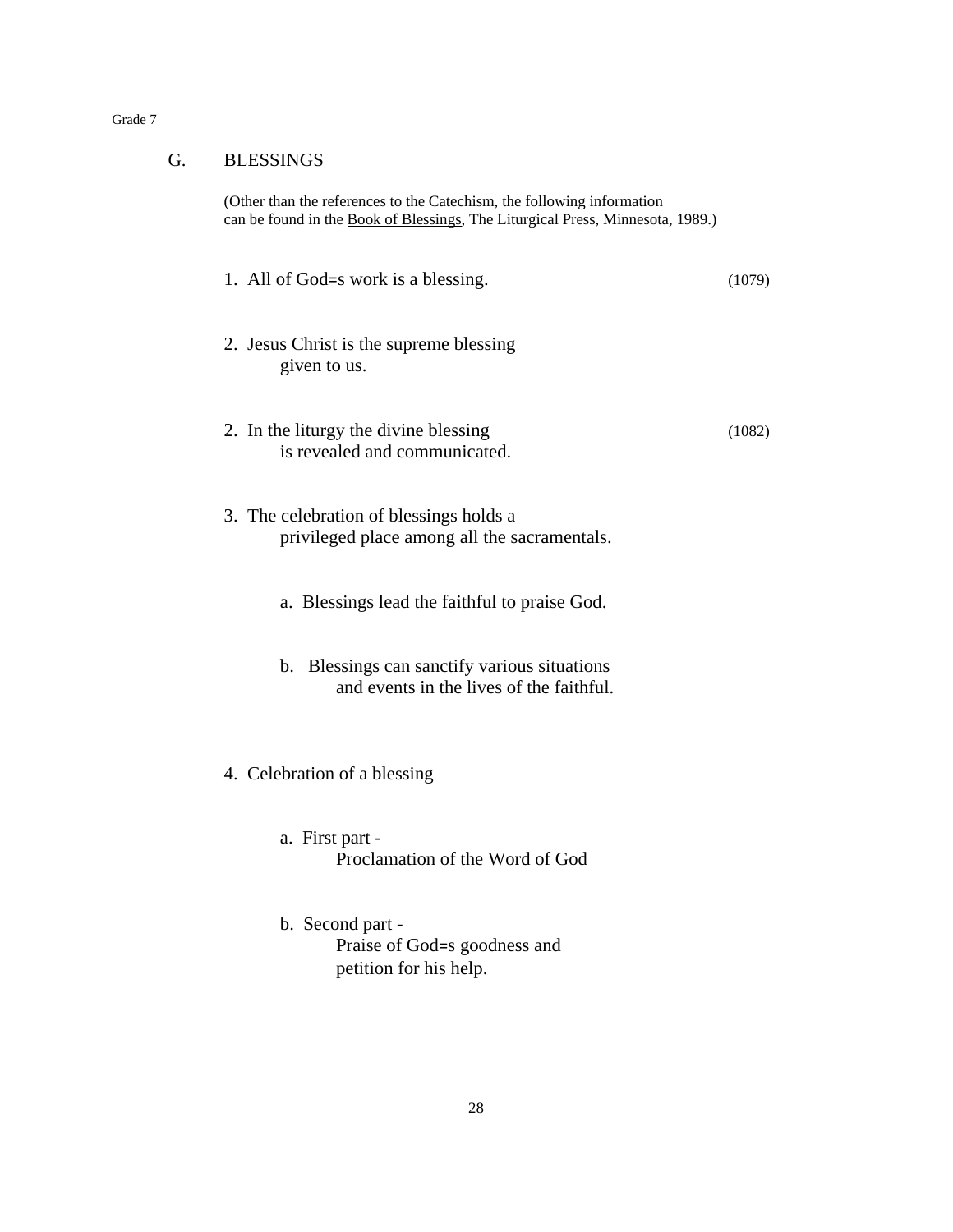Grade 7

## G. BLESSINGS

(Other than the references to the Catechism, the following information can be found in the Book of Blessings, The Liturgical Press, Minnesota, 1989.)

1. All of God=s work is a blessing. (1079)

2. Jesus Christ is the supreme blessing given to us.

2. In the liturgy the divine blessing is revealed and communicated. (1082)

3. The celebration of blessings holds a privileged place among all the sacramentals.

   a. Blessings lead the faithful to praise God.

   b. Blessings can sanctify various situations and events in the lives of the faithful.

4. Celebration of a blessing

   a. First part -
      Proclamation of the Word of God

   b. Second part -
      Praise of God=s goodness and petition for his help.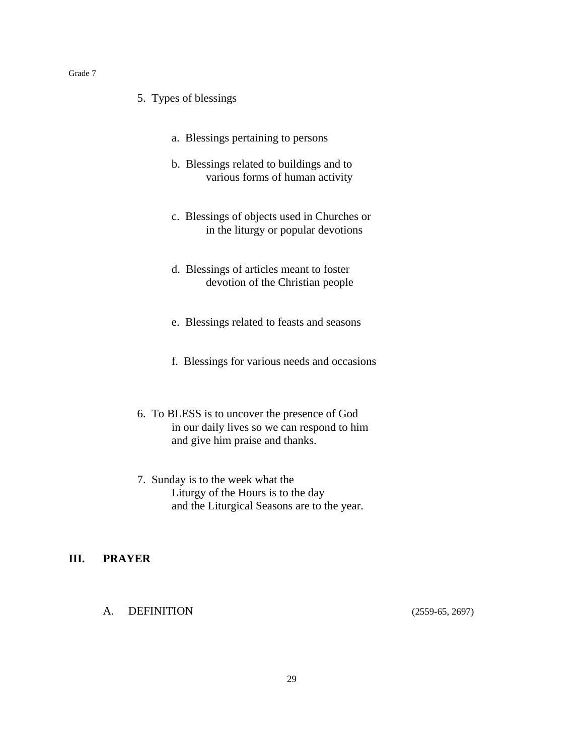5. Types of blessings

    a. Blessings pertaining to persons

    b. Blessings related to buildings and to various forms of human activity

    c. Blessings of objects used in Churches or in the liturgy or popular devotions

    d. Blessings of articles meant to foster devotion of the Christian people

    e. Blessings related to feasts and seasons

    f. Blessings for various needs and occasions

6. To BLESS is to uncover the presence of God in our daily lives so we can respond to him and give him praise and thanks.

7. Sunday is to the week what the Liturgy of the Hours is to the day and the Liturgical Seasons are to the year.

## III. PRAYER

### A. DEFINITION (2559-65, 2697)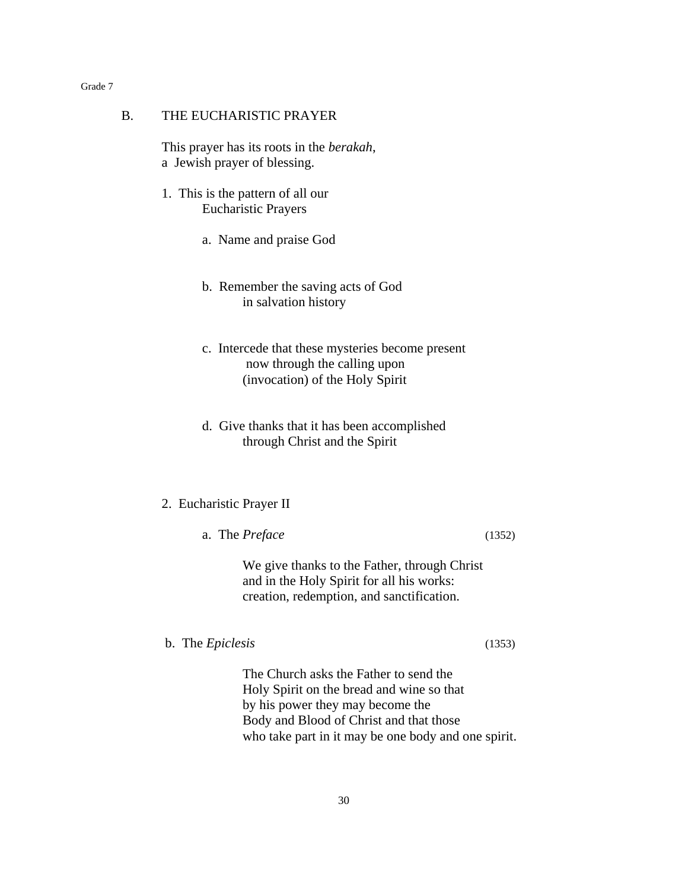## B. THE EUCHARISTIC PRAYER

This prayer has its roots in the *berakah*, a Jewish prayer of blessing.

1. This is the pattern of all our Eucharistic Prayers

   a. Name and praise God

   b. Remember the saving acts of God in salvation history

   c. Intercede that these mysteries become present now through the calling upon (invocation) of the Holy Spirit

   d. Give thanks that it has been accomplished through Christ and the Spirit

2. Eucharistic Prayer II

   a. The *Preface* (1352)

   We give thanks to the Father, through Christ and in the Holy Spirit for all his works: creation, redemption, and sanctification.

   b. The *Epiclesis* (1353)

   The Church asks the Father to send the Holy Spirit on the bread and wine so that by his power they may become the Body and Blood of Christ and that those who take part in it may be one body and one spirit.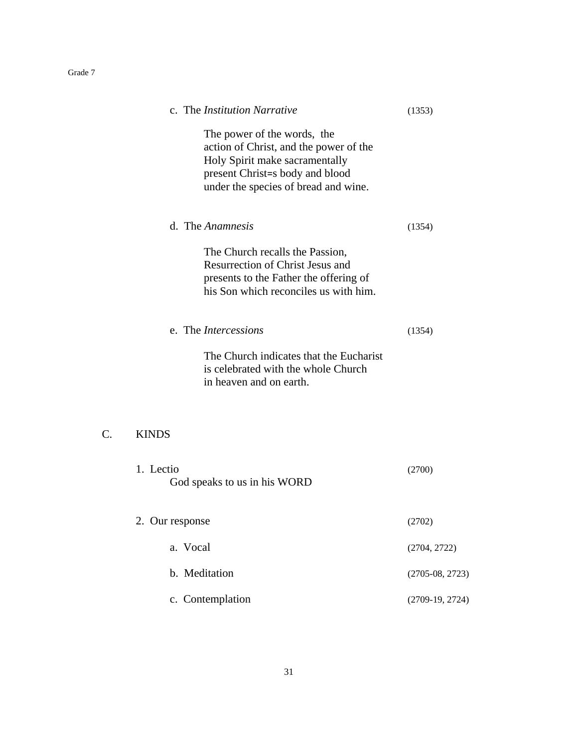c. The *Institution Narrative* (1353)

The power of the words, the action of Christ, and the power of the Holy Spirit make sacramentally present Christ=s body and blood under the species of bread and wine.

d. The *Anamnesis* (1354)

The Church recalls the Passion, Resurrection of Christ Jesus and presents to the Father the offering of his Son which reconciles us with him.

e. The *Intercessions* (1354)

The Church indicates that the Eucharist is celebrated with the whole Church in heaven and on earth.

C. KINDS

1. Lectio (2700)
   God speaks to us in his WORD

2. Our response (2702)

   a. Vocal (2704, 2722)

   b. Meditation (2705-08, 2723)

   c. Contemplation (2709-19, 2724)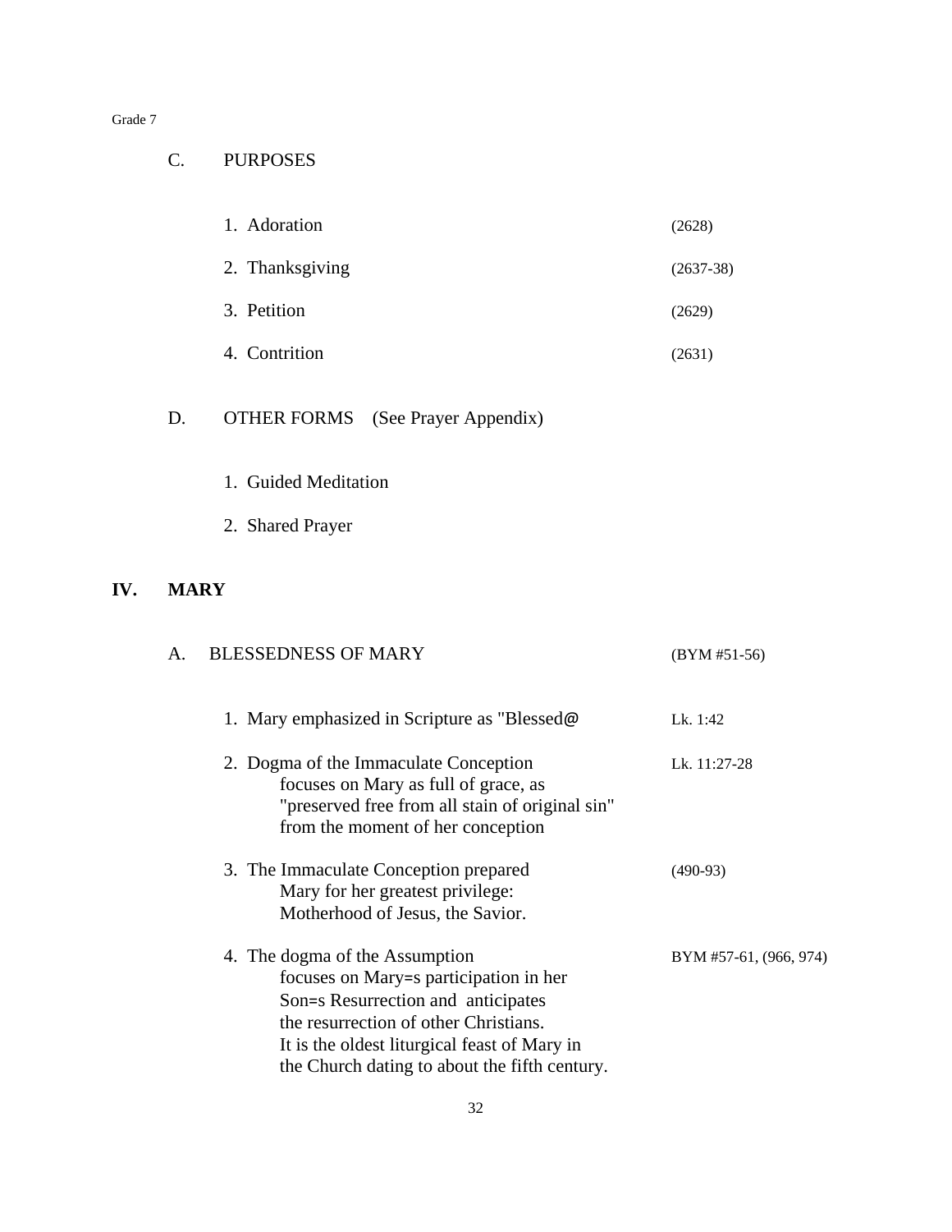C. PURPOSES

1. Adoration (2628)
2. Thanksgiving (2637-38)
3. Petition (2629)
4. Contrition (2631)

D. OTHER FORMS (See Prayer Appendix)

1. Guided Meditation
2. Shared Prayer

## IV. MARY

A. BLESSEDNESS OF MARY (BYM #51-56)

1. Mary emphasized in Scripture as "Blessed@ — Lk. 1:42

2. Dogma of the Immaculate Conception focuses on Mary as full of grace, as "preserved free from all stain of original sin" from the moment of her conception — Lk. 11:27-28

3. The Immaculate Conception prepared Mary for her greatest privilege: Motherhood of Jesus, the Savior. — (490-93)

4. The dogma of the Assumption focuses on Mary=s participation in her Son=s Resurrection and anticipates the resurrection of other Christians. It is the oldest liturgical feast of Mary in the Church dating to about the fifth century. — BYM #57-61, (966, 974)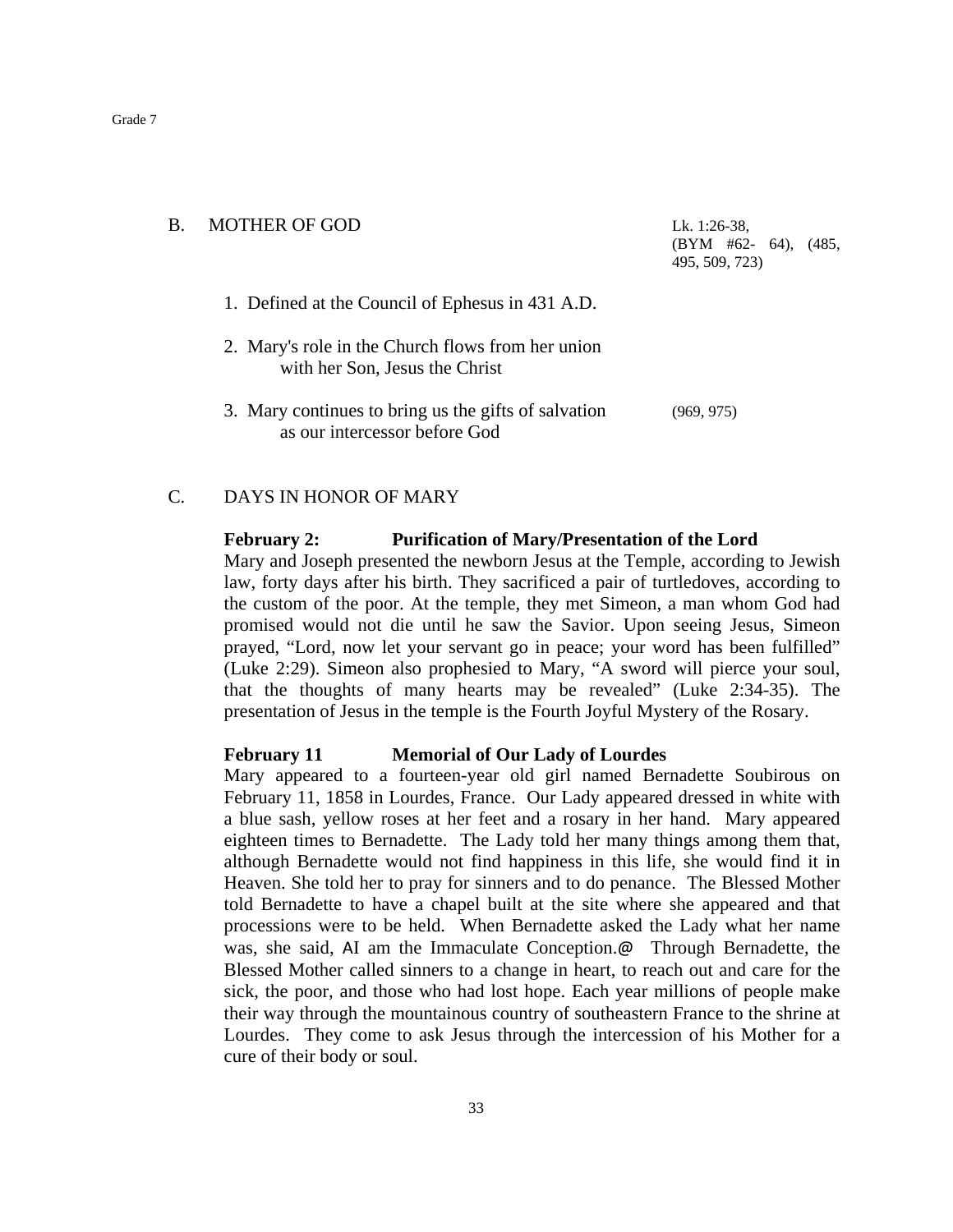## B. MOTHER OF GOD

Lk. 1:26-38, (BYM #62- 64), (485, 495, 509, 723)

1. Defined at the Council of Ephesus in 431 A.D.
2. Mary's role in the Church flows from her union with her Son, Jesus the Christ
3. Mary continues to bring us the gifts of salvation as our intercessor before God (969, 975)

## C. DAYS IN HONOR OF MARY

**February 2: Purification of Mary/Presentation of the Lord**

Mary and Joseph presented the newborn Jesus at the Temple, according to Jewish law, forty days after his birth. They sacrificed a pair of turtledoves, according to the custom of the poor. At the temple, they met Simeon, a man whom God had promised would not die until he saw the Savior. Upon seeing Jesus, Simeon prayed, "Lord, now let your servant go in peace; your word has been fulfilled" (Luke 2:29). Simeon also prophesied to Mary, "A sword will pierce your soul, that the thoughts of many hearts may be revealed" (Luke 2:34-35). The presentation of Jesus in the temple is the Fourth Joyful Mystery of the Rosary.

**February 11 Memorial of Our Lady of Lourdes**

Mary appeared to a fourteen-year old girl named Bernadette Soubirous on February 11, 1858 in Lourdes, France. Our Lady appeared dressed in white with a blue sash, yellow roses at her feet and a rosary in her hand. Mary appeared eighteen times to Bernadette. The Lady told her many things among them that, although Bernadette would not find happiness in this life, she would find it in Heaven. She told her to pray for sinners and to do penance. The Blessed Mother told Bernadette to have a chapel built at the site where she appeared and that processions were to be held. When Bernadette asked the Lady what her name was, she said, AI am the Immaculate Conception.@ Through Bernadette, the Blessed Mother called sinners to a change in heart, to reach out and care for the sick, the poor, and those who had lost hope. Each year millions of people make their way through the mountainous country of southeastern France to the shrine at Lourdes. They come to ask Jesus through the intercession of his Mother for a cure of their body or soul.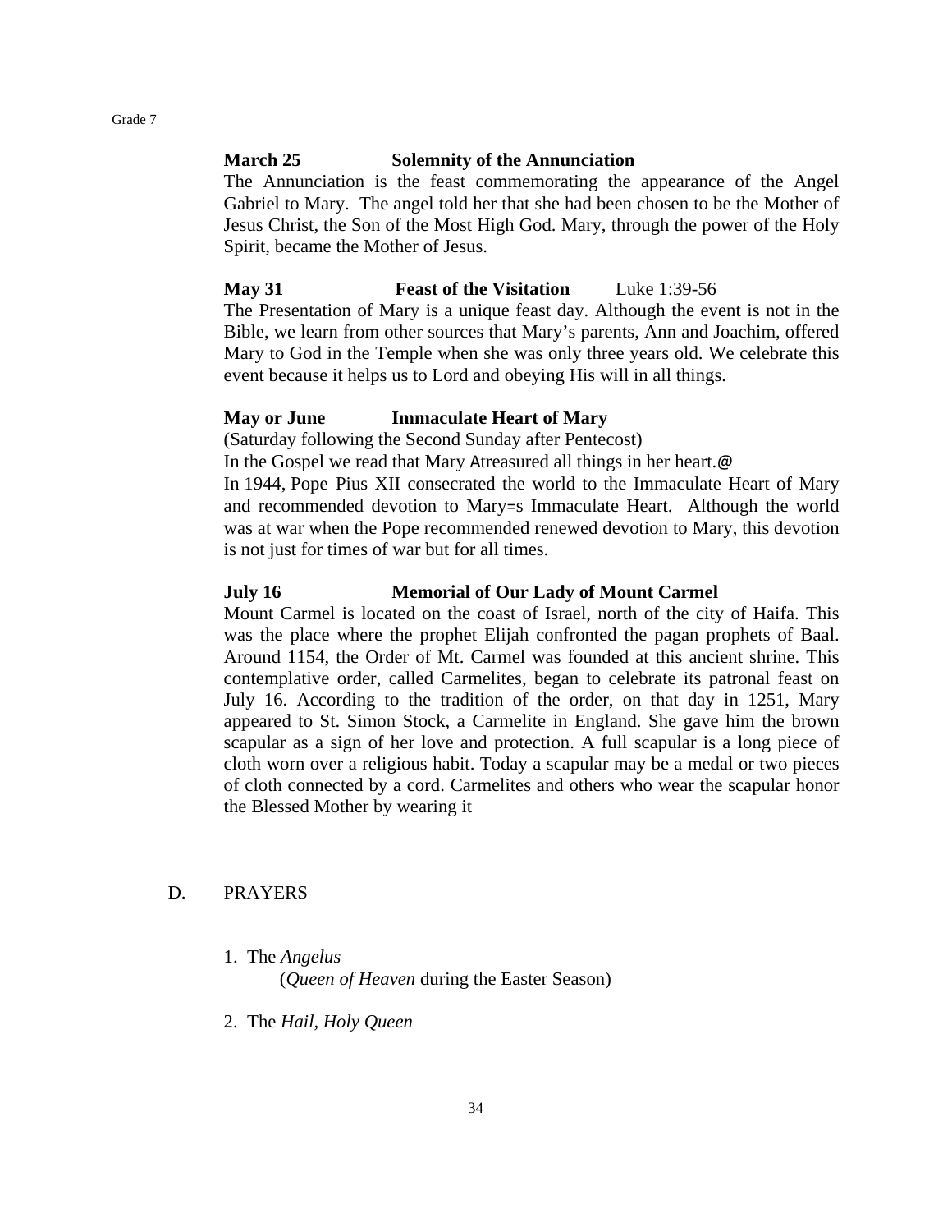**March 25 Solemnity of the Annunciation**

The Annunciation is the feast commemorating the appearance of the Angel Gabriel to Mary. The angel told her that she had been chosen to be the Mother of Jesus Christ, the Son of the Most High God. Mary, through the power of the Holy Spirit, became the Mother of Jesus.

**May 31 Feast of the Visitation** Luke 1:39-56

The Presentation of Mary is a unique feast day. Although the event is not in the Bible, we learn from other sources that Mary's parents, Ann and Joachim, offered Mary to God in the Temple when she was only three years old. We celebrate this event because it helps us to Lord and obeying His will in all things.

**May or June Immaculate Heart of Mary**

(Saturday following the Second Sunday after Pentecost)

In the Gospel we read that Mary Atreasured all things in her heart.@

In 1944, Pope Pius XII consecrated the world to the Immaculate Heart of Mary and recommended devotion to Mary=s Immaculate Heart. Although the world was at war when the Pope recommended renewed devotion to Mary, this devotion is not just for times of war but for all times.

**July 16 Memorial of Our Lady of Mount Carmel**

Mount Carmel is located on the coast of Israel, north of the city of Haifa. This was the place where the prophet Elijah confronted the pagan prophets of Baal. Around 1154, the Order of Mt. Carmel was founded at this ancient shrine. This contemplative order, called Carmelites, began to celebrate its patronal feast on July 16. According to the tradition of the order, on that day in 1251, Mary appeared to St. Simon Stock, a Carmelite in England. She gave him the brown scapular as a sign of her love and protection. A full scapular is a long piece of cloth worn over a religious habit. Today a scapular may be a medal or two pieces of cloth connected by a cord. Carmelites and others who wear the scapular honor the Blessed Mother by wearing it

## D. PRAYERS

1. The *Angelus*
   (*Queen of Heaven* during the Easter Season)

2. The *Hail, Holy Queen*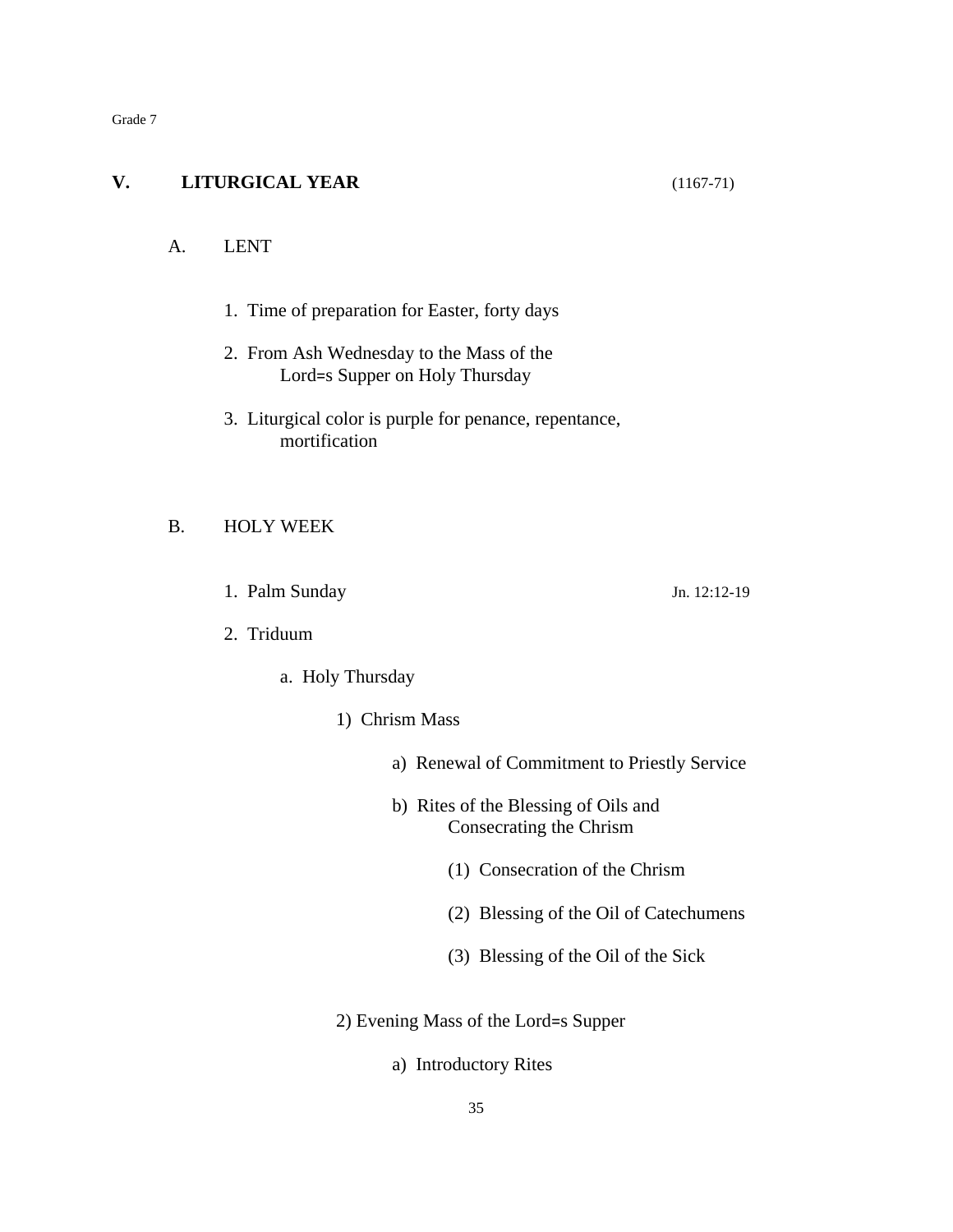Grade 7

## V. LITURGICAL YEAR (1167-71)

### A. LENT

1. Time of preparation for Easter, forty days
2. From Ash Wednesday to the Mass of the Lord=s Supper on Holy Thursday
3. Liturgical color is purple for penance, repentance, mortification

### B. HOLY WEEK

1. Palm Sunday — Jn. 12:12-19
2. Triduum
   - a. Holy Thursday
     - 1) Chrism Mass
       - a) Renewal of Commitment to Priestly Service
       - b) Rites of the Blessing of Oils and Consecrating the Chrism
         - (1) Consecration of the Chrism
         - (2) Blessing of the Oil of Catechumens
         - (3) Blessing of the Oil of the Sick
     - 2) Evening Mass of the Lord=s Supper
       - a) Introductory Rites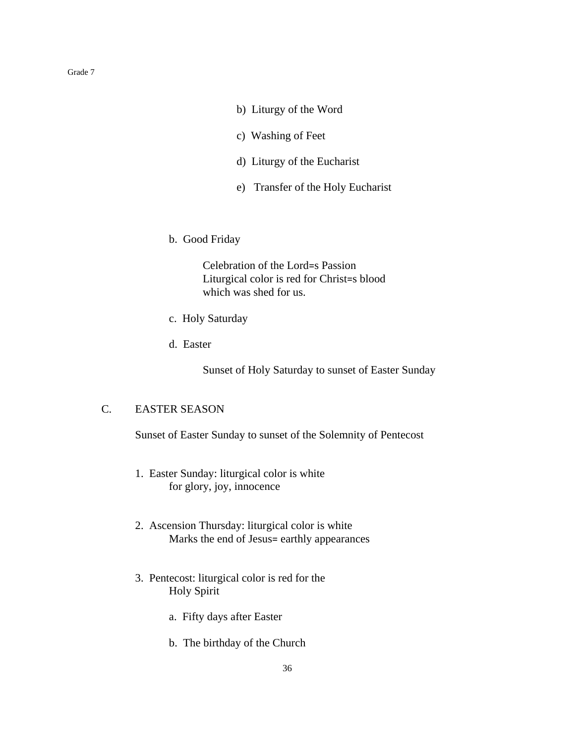b) Liturgy of the Word

c) Washing of Feet

d) Liturgy of the Eucharist

e) Transfer of the Holy Eucharist

b. Good Friday

Celebration of the Lord=s Passion
Liturgical color is red for Christ=s blood
which was shed for us.

c. Holy Saturday

d. Easter

Sunset of Holy Saturday to sunset of Easter Sunday

## C. EASTER SEASON

Sunset of Easter Sunday to sunset of the Solemnity of Pentecost

1. Easter Sunday: liturgical color is white
   for glory, joy, innocence

2. Ascension Thursday: liturgical color is white
   Marks the end of Jesus= earthly appearances

3. Pentecost: liturgical color is red for the
   Holy Spirit

   a. Fifty days after Easter

   b. The birthday of the Church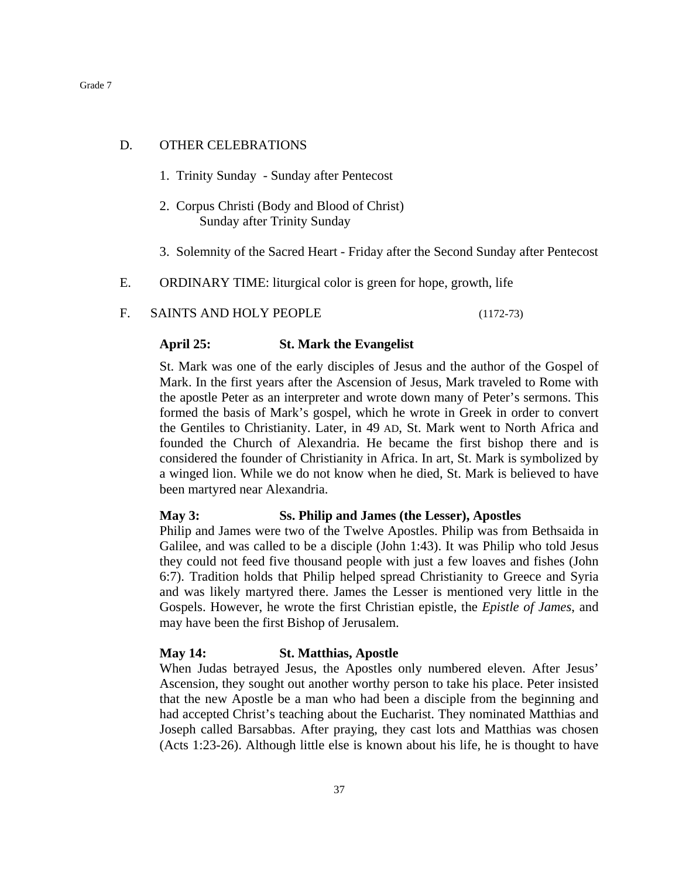D. OTHER CELEBRATIONS

1. Trinity Sunday - Sunday after Pentecost

2. Corpus Christi (Body and Blood of Christ)
   Sunday after Trinity Sunday

3. Solemnity of the Sacred Heart - Friday after the Second Sunday after Pentecost

E. ORDINARY TIME: liturgical color is green for hope, growth, life

F. SAINTS AND HOLY PEOPLE (1172-73)

**April 25: St. Mark the Evangelist**

St. Mark was one of the early disciples of Jesus and the author of the Gospel of Mark. In the first years after the Ascension of Jesus, Mark traveled to Rome with the apostle Peter as an interpreter and wrote down many of Peter's sermons. This formed the basis of Mark's gospel, which he wrote in Greek in order to convert the Gentiles to Christianity. Later, in 49 AD, St. Mark went to North Africa and founded the Church of Alexandria. He became the first bishop there and is considered the founder of Christianity in Africa. In art, St. Mark is symbolized by a winged lion. While we do not know when he died, St. Mark is believed to have been martyred near Alexandria.

**May 3: Ss. Philip and James (the Lesser), Apostles**

Philip and James were two of the Twelve Apostles. Philip was from Bethsaida in Galilee, and was called to be a disciple (John 1:43). It was Philip who told Jesus they could not feed five thousand people with just a few loaves and fishes (John 6:7). Tradition holds that Philip helped spread Christianity to Greece and Syria and was likely martyred there. James the Lesser is mentioned very little in the Gospels. However, he wrote the first Christian epistle, the *Epistle of James*, and may have been the first Bishop of Jerusalem.

**May 14: St. Matthias, Apostle**

When Judas betrayed Jesus, the Apostles only numbered eleven. After Jesus' Ascension, they sought out another worthy person to take his place. Peter insisted that the new Apostle be a man who had been a disciple from the beginning and had accepted Christ's teaching about the Eucharist. They nominated Matthias and Joseph called Barsabbas. After praying, they cast lots and Matthias was chosen (Acts 1:23-26). Although little else is known about his life, he is thought to have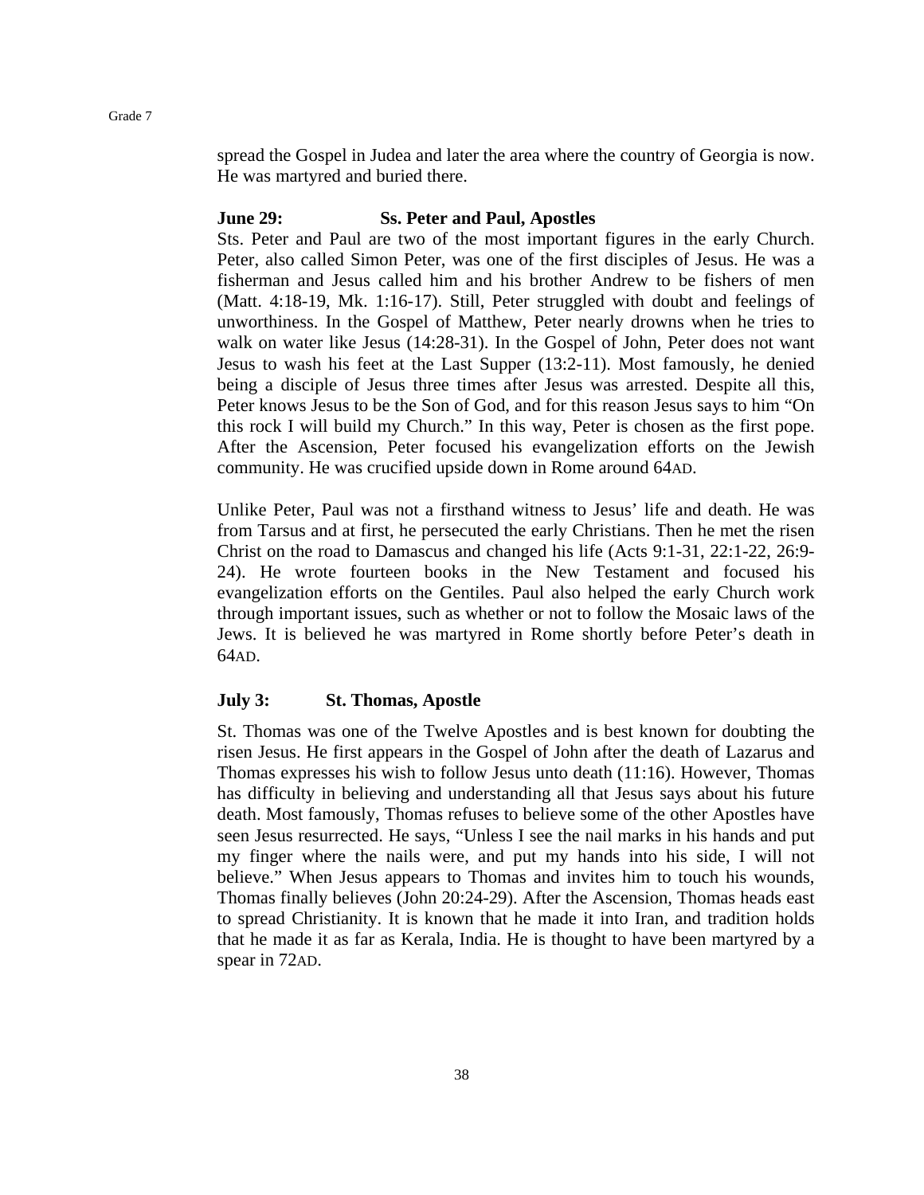spread the Gospel in Judea and later the area where the country of Georgia is now. He was martyred and buried there.

**June 29: Ss. Peter and Paul, Apostles**

Sts. Peter and Paul are two of the most important figures in the early Church. Peter, also called Simon Peter, was one of the first disciples of Jesus. He was a fisherman and Jesus called him and his brother Andrew to be fishers of men (Matt. 4:18-19, Mk. 1:16-17). Still, Peter struggled with doubt and feelings of unworthiness. In the Gospel of Matthew, Peter nearly drowns when he tries to walk on water like Jesus (14:28-31). In the Gospel of John, Peter does not want Jesus to wash his feet at the Last Supper (13:2-11). Most famously, he denied being a disciple of Jesus three times after Jesus was arrested. Despite all this, Peter knows Jesus to be the Son of God, and for this reason Jesus says to him "On this rock I will build my Church." In this way, Peter is chosen as the first pope. After the Ascension, Peter focused his evangelization efforts on the Jewish community. He was crucified upside down in Rome around 64AD.

Unlike Peter, Paul was not a firsthand witness to Jesus' life and death. He was from Tarsus and at first, he persecuted the early Christians. Then he met the risen Christ on the road to Damascus and changed his life (Acts 9:1-31, 22:1-22, 26:9-24). He wrote fourteen books in the New Testament and focused his evangelization efforts on the Gentiles. Paul also helped the early Church work through important issues, such as whether or not to follow the Mosaic laws of the Jews. It is believed he was martyred in Rome shortly before Peter's death in 64AD.

**July 3: St. Thomas, Apostle**

St. Thomas was one of the Twelve Apostles and is best known for doubting the risen Jesus. He first appears in the Gospel of John after the death of Lazarus and Thomas expresses his wish to follow Jesus unto death (11:16). However, Thomas has difficulty in believing and understanding all that Jesus says about his future death. Most famously, Thomas refuses to believe some of the other Apostles have seen Jesus resurrected. He says, "Unless I see the nail marks in his hands and put my finger where the nails were, and put my hands into his side, I will not believe." When Jesus appears to Thomas and invites him to touch his wounds, Thomas finally believes (John 20:24-29). After the Ascension, Thomas heads east to spread Christianity. It is known that he made it into Iran, and tradition holds that he made it as far as Kerala, India. He is thought to have been martyred by a spear in 72AD.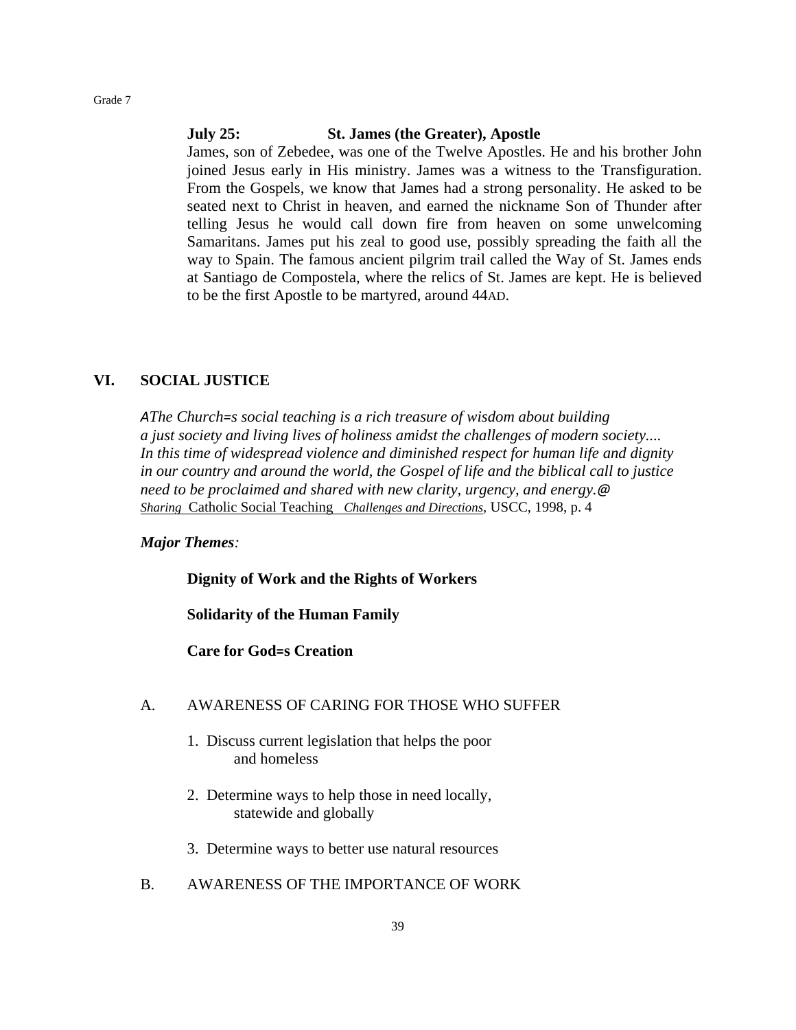**July 25: St. James (the Greater), Apostle**

James, son of Zebedee, was one of the Twelve Apostles. He and his brother John joined Jesus early in His ministry. James was a witness to the Transfiguration. From the Gospels, we know that James had a strong personality. He asked to be seated next to Christ in heaven, and earned the nickname Son of Thunder after telling Jesus he would call down fire from heaven on some unwelcoming Samaritans. James put his zeal to good use, possibly spreading the faith all the way to Spain. The famous ancient pilgrim trail called the Way of St. James ends at Santiago de Compostela, where the relics of St. James are kept. He is believed to be the first Apostle to be martyred, around 44AD.

## VI. SOCIAL JUSTICE

*AThe Church=s social teaching is a rich treasure of wisdom about building a just society and living lives of holiness amidst the challenges of modern society.... In this time of widespread violence and diminished respect for human life and dignity in our country and around the world, the Gospel of life and the biblical call to justice need to be proclaimed and shared with new clarity, urgency, and energy.@*
*Sharing* Catholic Social Teaching *Challenges and Directions*, USCC, 1998, p. 4

***Major Themes:***

**Dignity of Work and the Rights of Workers**

**Solidarity of the Human Family**

**Care for God=s Creation**

### A. AWARENESS OF CARING FOR THOSE WHO SUFFER

1. Discuss current legislation that helps the poor and homeless

2. Determine ways to help those in need locally, statewide and globally

3. Determine ways to better use natural resources

### B. AWARENESS OF THE IMPORTANCE OF WORK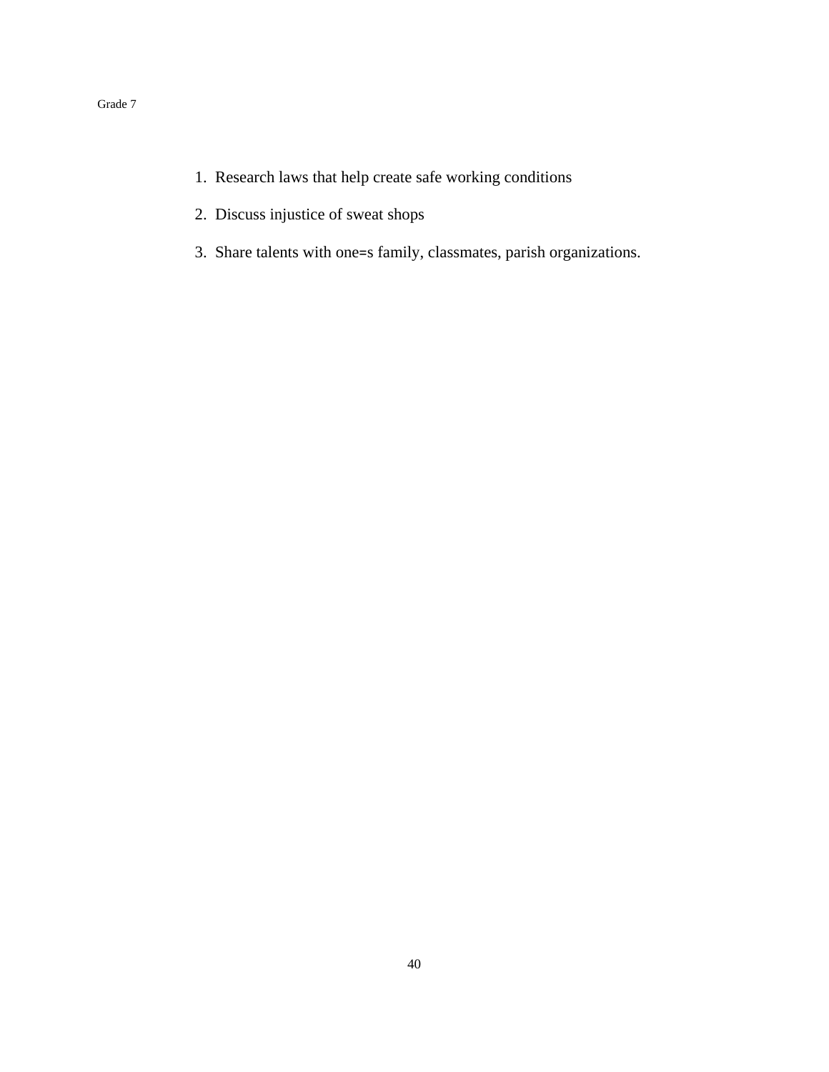1. Research laws that help create safe working conditions

2. Discuss injustice of sweat shops

3. Share talents with one=s family, classmates, parish organizations.